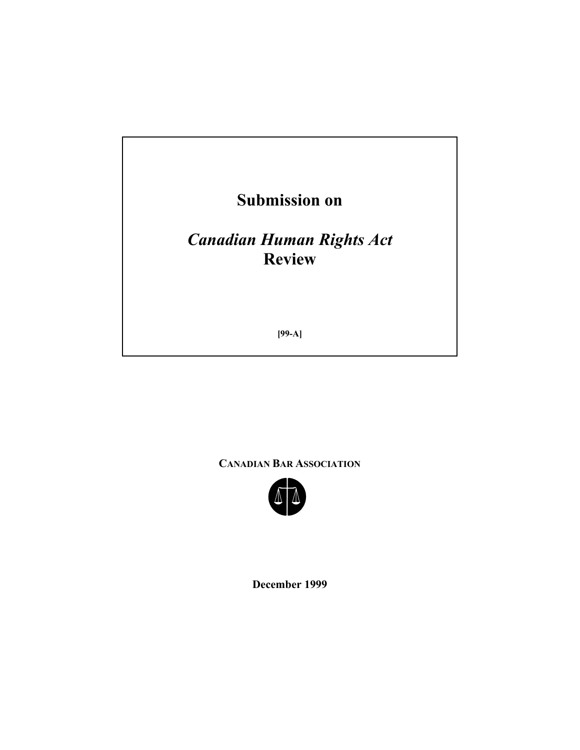# Submission on

# *Canadian Human Rights Act* Review

**[99-A]**

**CANADIAN BAR ASSOCIATION**

**December 1999**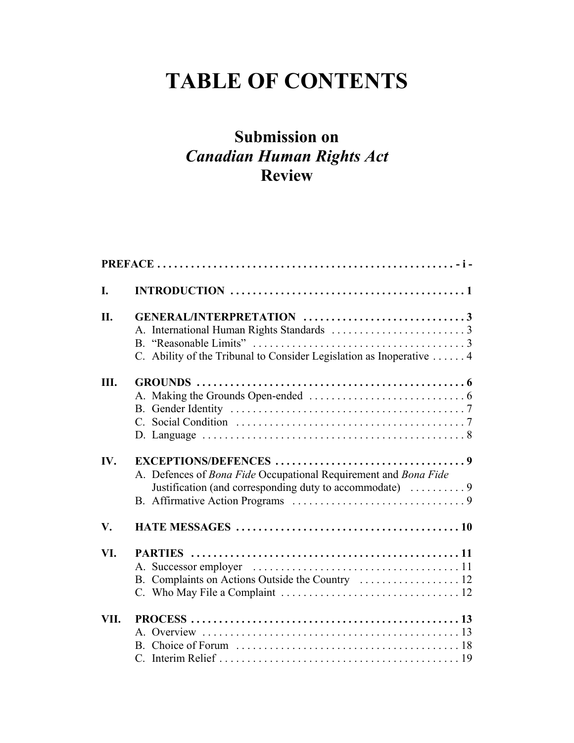# TABLE OF CONTENTS

## Submission on *Canadian Human Rights Act* Review

**PREFACE** . . . . . . . . . . . . . . . . . . . . . . . . . . . . . . . . . . . . . . . . . . . . . . . . . . . . . **- i -**

**I. INTRODUCTION** . . . . . . . . . . . . . . . . . . . . . . . . . . . . . . . . . . . . . . . . . . . **1**

**II. GENERAL/INTERPRETATION** . . . . . . . . . . . . . . . . . . . . . . . . . . . . . **3**
- A. International Human Rights Standards . . . . . . . . . . . . . . . . . . . . . . . . . 3
- B. "Reasonable Limits" . . . . . . . . . . . . . . . . . . . . . . . . . . . . . . . . . . . . . . 3
- C. Ability of the Tribunal to Consider Legislation as Inoperative . . . . . . 4

**III. GROUNDS** . . . . . . . . . . . . . . . . . . . . . . . . . . . . . . . . . . . . . . . . . . . . . . . . **6**
- A. Making the Grounds Open-ended . . . . . . . . . . . . . . . . . . . . . . . . . . . . 6
- B. Gender Identity . . . . . . . . . . . . . . . . . . . . . . . . . . . . . . . . . . . . . . . . . . 7
- C. Social Condition . . . . . . . . . . . . . . . . . . . . . . . . . . . . . . . . . . . . . . . . . 7
- D. Language . . . . . . . . . . . . . . . . . . . . . . . . . . . . . . . . . . . . . . . . . . . . . . . 8

**IV. EXCEPTIONS/DEFENCES** . . . . . . . . . . . . . . . . . . . . . . . . . . . . . . . . . . **9**
- A. Defences of *Bona Fide* Occupational Requirement and *Bona Fide* Justification (and corresponding duty to accommodate) . . . . . . . . . . 9
- B. Affirmative Action Programs . . . . . . . . . . . . . . . . . . . . . . . . . . . . . . . 9

**V. HATE MESSAGES** . . . . . . . . . . . . . . . . . . . . . . . . . . . . . . . . . . . . . . . . . **10**

**VI. PARTIES** . . . . . . . . . . . . . . . . . . . . . . . . . . . . . . . . . . . . . . . . . . . . . . . . **11**
- A. Successor employer . . . . . . . . . . . . . . . . . . . . . . . . . . . . . . . . . . . . . 11
- B. Complaints on Actions Outside the Country . . . . . . . . . . . . . . . . . . 12
- C. Who May File a Complaint . . . . . . . . . . . . . . . . . . . . . . . . . . . . . . . . 12

**VII. PROCESS** . . . . . . . . . . . . . . . . . . . . . . . . . . . . . . . . . . . . . . . . . . . . . . . . **13**
- A. Overview . . . . . . . . . . . . . . . . . . . . . . . . . . . . . . . . . . . . . . . . . . . . . . 13
- B. Choice of Forum . . . . . . . . . . . . . . . . . . . . . . . . . . . . . . . . . . . . . . . . 18
- C. Interim Relief . . . . . . . . . . . . . . . . . . . . . . . . . . . . . . . . . . . . . . . . . . . 19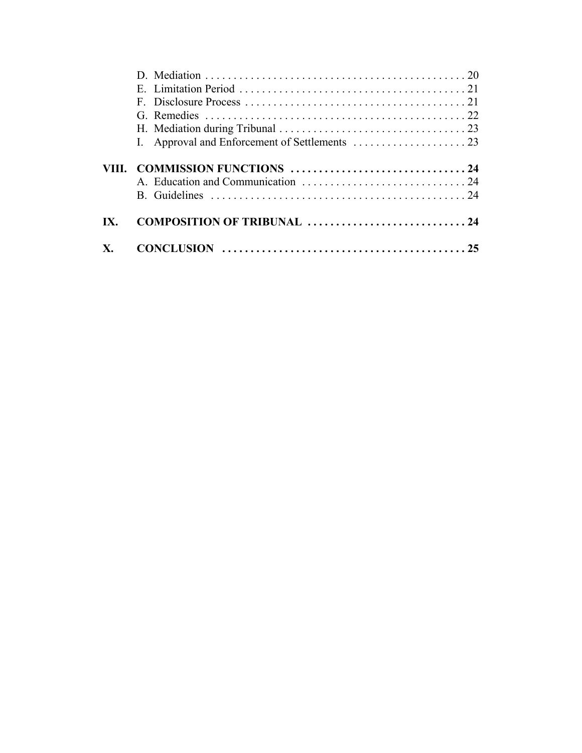D. Mediation . . . . . . . . . . . . . . . . . . . . . . . . . . . . . . . . . . . . . . . . . . . . . 20
E. Limitation Period . . . . . . . . . . . . . . . . . . . . . . . . . . . . . . . . . . . . . . . . 21
F. Disclosure Process . . . . . . . . . . . . . . . . . . . . . . . . . . . . . . . . . . . . . . . 21
G. Remedies . . . . . . . . . . . . . . . . . . . . . . . . . . . . . . . . . . . . . . . . . . . . . . 22
H. Mediation during Tribunal . . . . . . . . . . . . . . . . . . . . . . . . . . . . . . . . . 23
I. Approval and Enforcement of Settlements . . . . . . . . . . . . . . . . . . . . 23

**VIII. COMMISSION FUNCTIONS . . . . . . . . . . . . . . . . . . . . . . . . . . . . . . . 24**
A. Education and Communication . . . . . . . . . . . . . . . . . . . . . . . . . . . . . 24
B. Guidelines . . . . . . . . . . . . . . . . . . . . . . . . . . . . . . . . . . . . . . . . . . . . . 24

**IX. COMPOSITION OF TRIBUNAL . . . . . . . . . . . . . . . . . . . . . . . . . . . . 24**

**X. CONCLUSION . . . . . . . . . . . . . . . . . . . . . . . . . . . . . . . . . . . . . . . . . . . 25**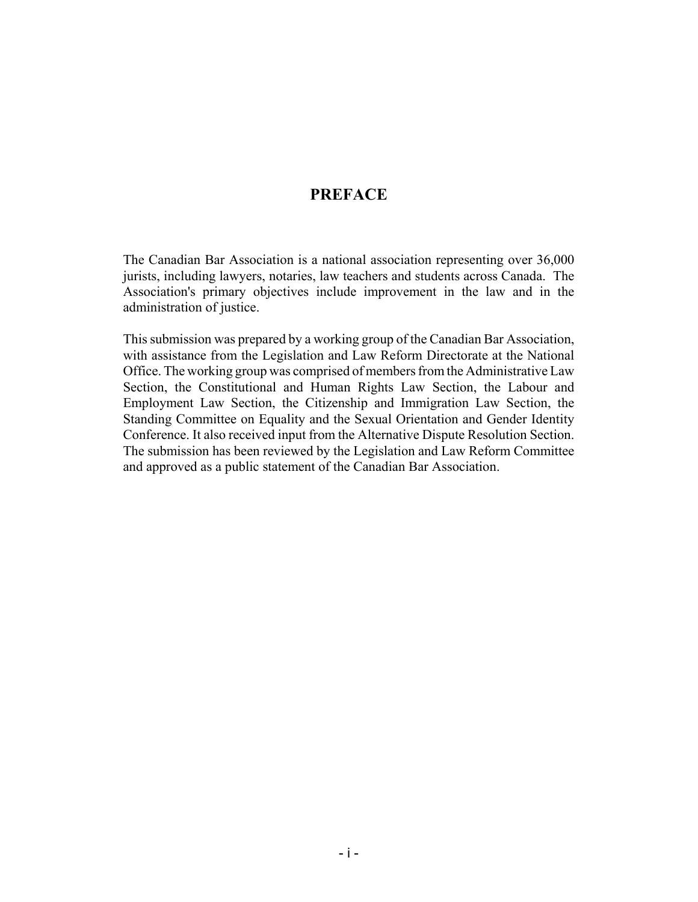# PREFACE

The Canadian Bar Association is a national association representing over 36,000 jurists, including lawyers, notaries, law teachers and students across Canada. The Association's primary objectives include improvement in the law and in the administration of justice.

This submission was prepared by a working group of the Canadian Bar Association, with assistance from the Legislation and Law Reform Directorate at the National Office. The working group was comprised of members from the Administrative Law Section, the Constitutional and Human Rights Law Section, the Labour and Employment Law Section, the Citizenship and Immigration Law Section, the Standing Committee on Equality and the Sexual Orientation and Gender Identity Conference. It also received input from the Alternative Dispute Resolution Section. The submission has been reviewed by the Legislation and Law Reform Committee and approved as a public statement of the Canadian Bar Association.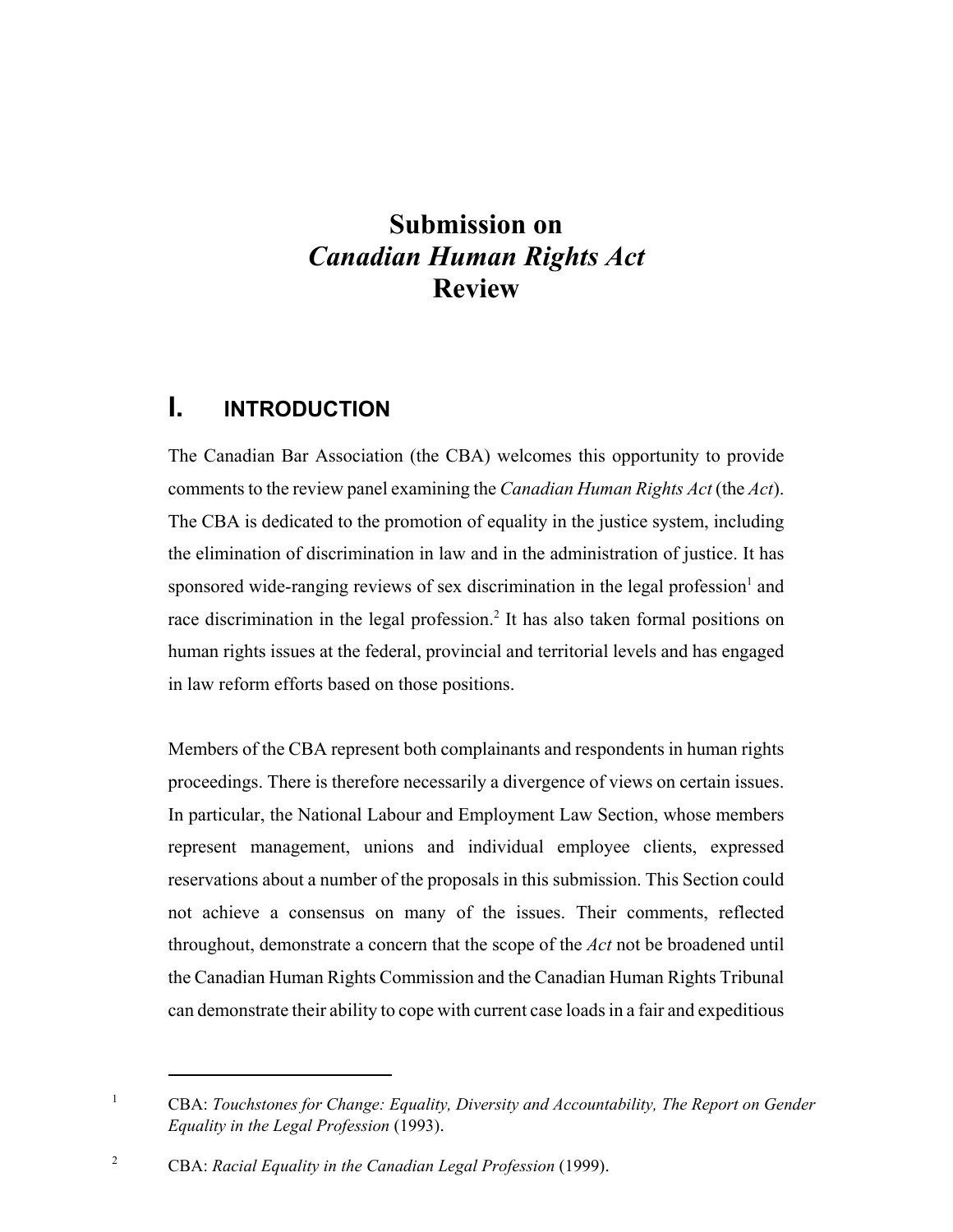# Submission on *Canadian Human Rights Act* Review

## I. INTRODUCTION

The Canadian Bar Association (the CBA) welcomes this opportunity to provide comments to the review panel examining the *Canadian Human Rights Act* (the *Act*). The CBA is dedicated to the promotion of equality in the justice system, including the elimination of discrimination in law and in the administration of justice. It has sponsored wide-ranging reviews of sex discrimination in the legal profession[1] and race discrimination in the legal profession.[2] It has also taken formal positions on human rights issues at the federal, provincial and territorial levels and has engaged in law reform efforts based on those positions.

Members of the CBA represent both complainants and respondents in human rights proceedings. There is therefore necessarily a divergence of views on certain issues. In particular, the National Labour and Employment Law Section, whose members represent management, unions and individual employee clients, expressed reservations about a number of the proposals in this submission. This Section could not achieve a consensus on many of the issues. Their comments, reflected throughout, demonstrate a concern that the scope of the *Act* not be broadened until the Canadian Human Rights Commission and the Canadian Human Rights Tribunal can demonstrate their ability to cope with current case loads in a fair and expeditious

---

[1] CBA: *Touchstones for Change: Equality, Diversity and Accountability, The Report on Gender Equality in the Legal Profession* (1993).

[2] CBA: *Racial Equality in the Canadian Legal Profession* (1999).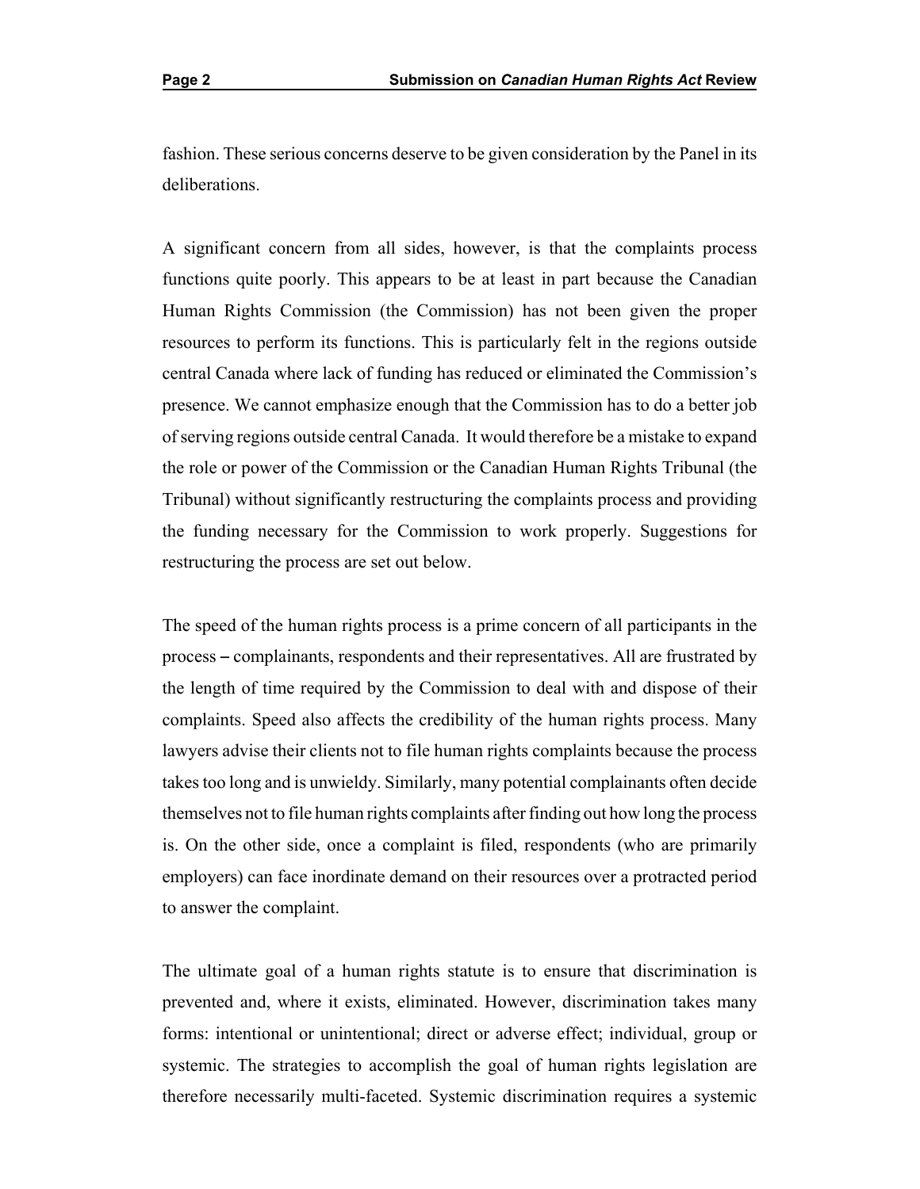fashion. These serious concerns deserve to be given consideration by the Panel in its deliberations.

A significant concern from all sides, however, is that the complaints process functions quite poorly. This appears to be at least in part because the Canadian Human Rights Commission (the Commission) has not been given the proper resources to perform its functions. This is particularly felt in the regions outside central Canada where lack of funding has reduced or eliminated the Commission's presence. We cannot emphasize enough that the Commission has to do a better job of serving regions outside central Canada. It would therefore be a mistake to expand the role or power of the Commission or the Canadian Human Rights Tribunal (the Tribunal) without significantly restructuring the complaints process and providing the funding necessary for the Commission to work properly. Suggestions for restructuring the process are set out below.

The speed of the human rights process is a prime concern of all participants in the process – complainants, respondents and their representatives. All are frustrated by the length of time required by the Commission to deal with and dispose of their complaints. Speed also affects the credibility of the human rights process. Many lawyers advise their clients not to file human rights complaints because the process takes too long and is unwieldy. Similarly, many potential complainants often decide themselves not to file human rights complaints after finding out how long the process is. On the other side, once a complaint is filed, respondents (who are primarily employers) can face inordinate demand on their resources over a protracted period to answer the complaint.

The ultimate goal of a human rights statute is to ensure that discrimination is prevented and, where it exists, eliminated. However, discrimination takes many forms: intentional or unintentional; direct or adverse effect; individual, group or systemic. The strategies to accomplish the goal of human rights legislation are therefore necessarily multi-faceted. Systemic discrimination requires a systemic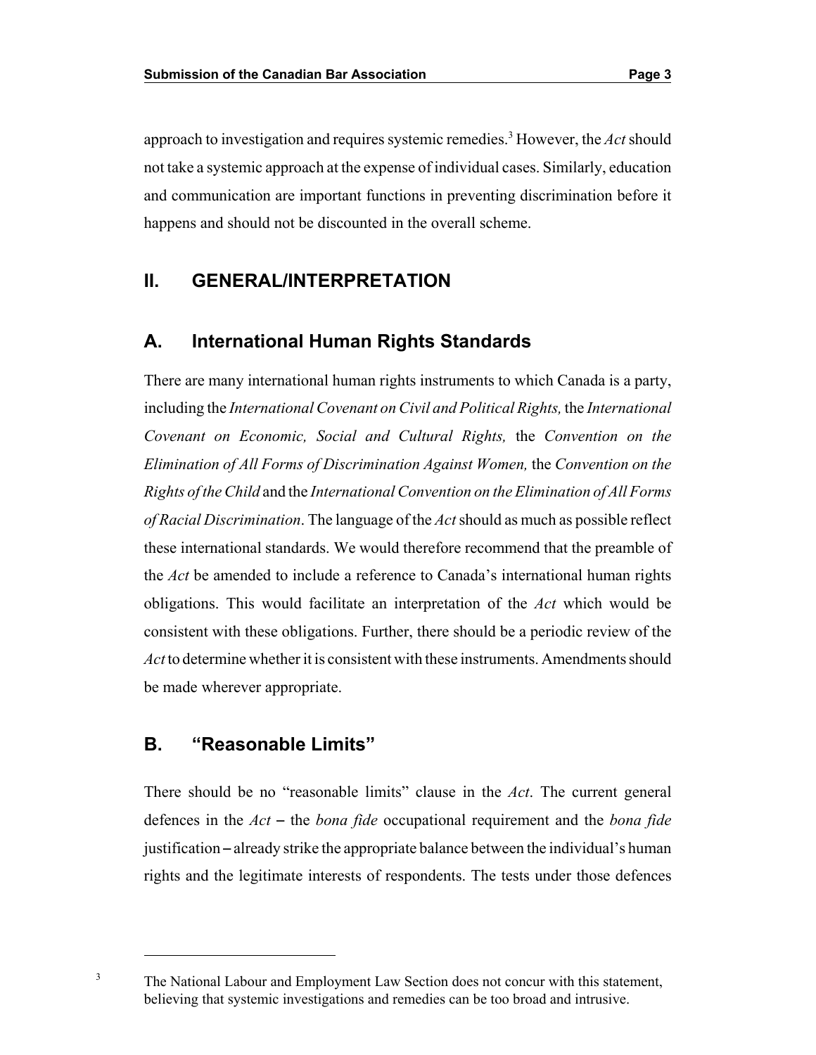approach to investigation and requires systemic remedies.[3] However, the *Act* should not take a systemic approach at the expense of individual cases. Similarly, education and communication are important functions in preventing discrimination before it happens and should not be discounted in the overall scheme.

## II. GENERAL/INTERPRETATION

### A. International Human Rights Standards

There are many international human rights instruments to which Canada is a party, including the *International Covenant on Civil and Political Rights,* the *International Covenant on Economic, Social and Cultural Rights,* the *Convention on the Elimination of All Forms of Discrimination Against Women,* the *Convention on the Rights of the Child* and the *International Convention on the Elimination of All Forms of Racial Discrimination*. The language of the *Act* should as much as possible reflect these international standards. We would therefore recommend that the preamble of the *Act* be amended to include a reference to Canada's international human rights obligations. This would facilitate an interpretation of the *Act* which would be consistent with these obligations. Further, there should be a periodic review of the *Act* to determine whether it is consistent with these instruments. Amendments should be made wherever appropriate.

### B. "Reasonable Limits"

There should be no "reasonable limits" clause in the *Act*. The current general defences in the *Act* – the *bona fide* occupational requirement and the *bona fide* justification – already strike the appropriate balance between the individual's human rights and the legitimate interests of respondents. The tests under those defences

---

[3] The National Labour and Employment Law Section does not concur with this statement, believing that systemic investigations and remedies can be too broad and intrusive.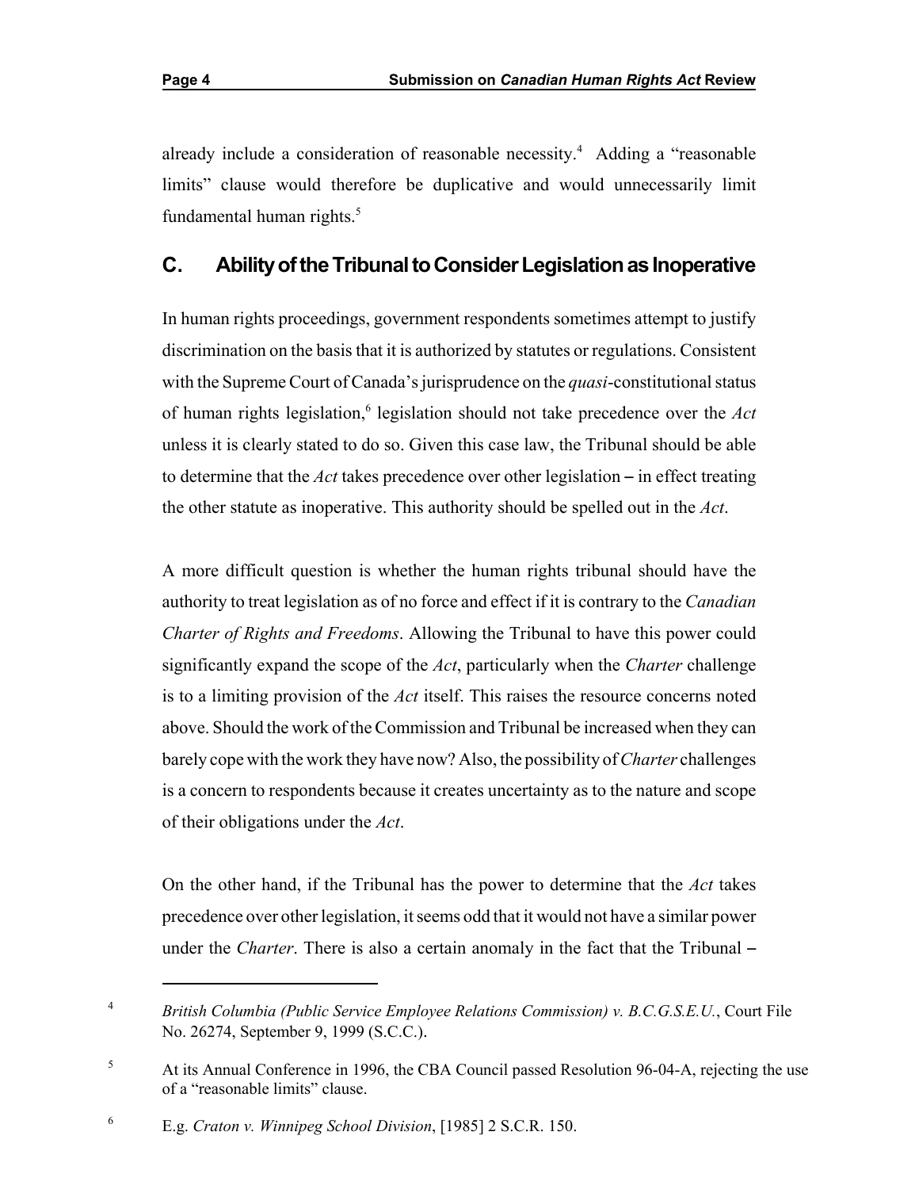already include a consideration of reasonable necessity.[4] Adding a "reasonable limits" clause would therefore be duplicative and would unnecessarily limit fundamental human rights.[5]

## C. Ability of the Tribunal to Consider Legislation as Inoperative

In human rights proceedings, government respondents sometimes attempt to justify discrimination on the basis that it is authorized by statutes or regulations. Consistent with the Supreme Court of Canada's jurisprudence on the *quasi*-constitutional status of human rights legislation,[6] legislation should not take precedence over the *Act* unless it is clearly stated to do so. Given this case law, the Tribunal should be able to determine that the *Act* takes precedence over other legislation – in effect treating the other statute as inoperative. This authority should be spelled out in the *Act*.

A more difficult question is whether the human rights tribunal should have the authority to treat legislation as of no force and effect if it is contrary to the *Canadian Charter of Rights and Freedoms*. Allowing the Tribunal to have this power could significantly expand the scope of the *Act*, particularly when the *Charter* challenge is to a limiting provision of the *Act* itself. This raises the resource concerns noted above. Should the work of the Commission and Tribunal be increased when they can barely cope with the work they have now? Also, the possibility of *Charter* challenges is a concern to respondents because it creates uncertainty as to the nature and scope of their obligations under the *Act*.

On the other hand, if the Tribunal has the power to determine that the *Act* takes precedence over other legislation, it seems odd that it would not have a similar power under the *Charter*. There is also a certain anomaly in the fact that the Tribunal –

---

[4] *British Columbia (Public Service Employee Relations Commission) v. B.C.G.S.E.U.*, Court File No. 26274, September 9, 1999 (S.C.C.).

[5] At its Annual Conference in 1996, the CBA Council passed Resolution 96-04-A, rejecting the use of a "reasonable limits" clause.

[6] E.g. *Craton v. Winnipeg School Division*, [1985] 2 S.C.R. 150.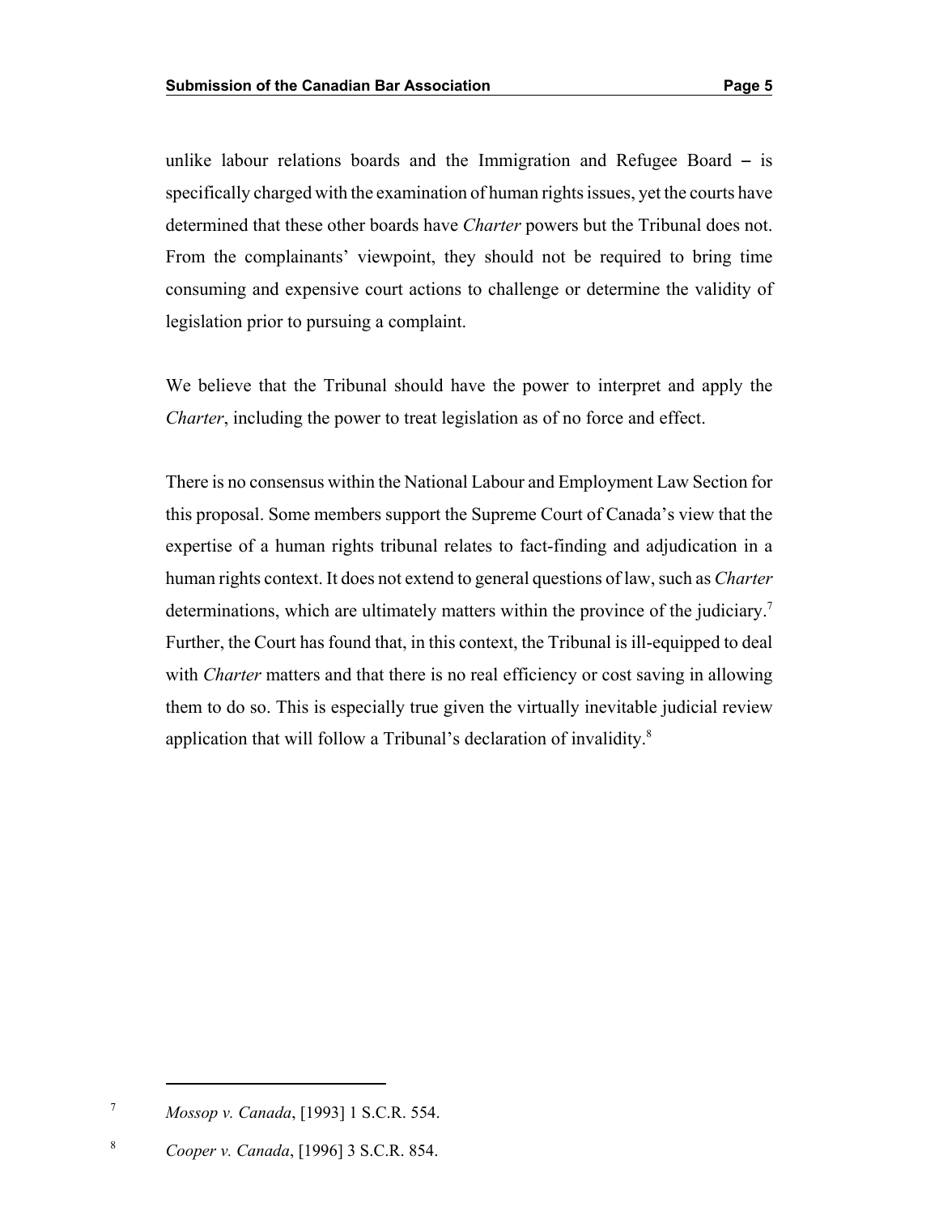unlike labour relations boards and the Immigration and Refugee Board – is specifically charged with the examination of human rights issues, yet the courts have determined that these other boards have *Charter* powers but the Tribunal does not. From the complainants' viewpoint, they should not be required to bring time consuming and expensive court actions to challenge or determine the validity of legislation prior to pursuing a complaint.

We believe that the Tribunal should have the power to interpret and apply the *Charter*, including the power to treat legislation as of no force and effect.

There is no consensus within the National Labour and Employment Law Section for this proposal. Some members support the Supreme Court of Canada's view that the expertise of a human rights tribunal relates to fact-finding and adjudication in a human rights context. It does not extend to general questions of law, such as *Charter* determinations, which are ultimately matters within the province of the judiciary.[7] Further, the Court has found that, in this context, the Tribunal is ill-equipped to deal with *Charter* matters and that there is no real efficiency or cost saving in allowing them to do so. This is especially true given the virtually inevitable judicial review application that will follow a Tribunal's declaration of invalidity.[8]

---

[7] *Mossop v. Canada*, [1993] 1 S.C.R. 554.

[8] *Cooper v. Canada*, [1996] 3 S.C.R. 854.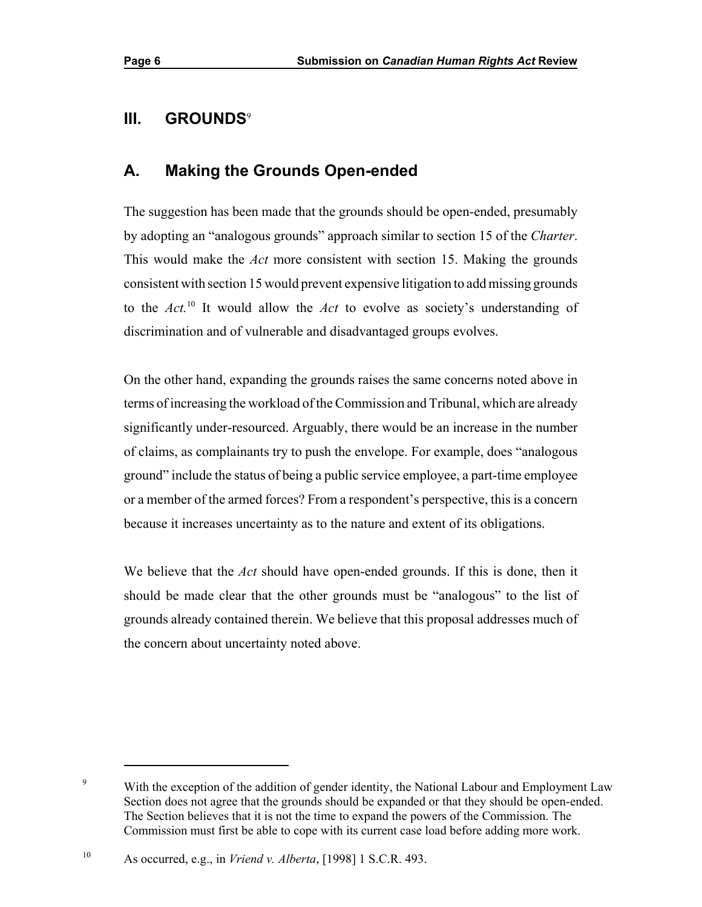## III. GROUNDS[9]

### A. Making the Grounds Open-ended

The suggestion has been made that the grounds should be open-ended, presumably by adopting an "analogous grounds" approach similar to section 15 of the *Charter*. This would make the *Act* more consistent with section 15. Making the grounds consistent with section 15 would prevent expensive litigation to add missing grounds to the *Act.*[10] It would allow the *Act* to evolve as society's understanding of discrimination and of vulnerable and disadvantaged groups evolves.

On the other hand, expanding the grounds raises the same concerns noted above in terms of increasing the workload of the Commission and Tribunal, which are already significantly under-resourced. Arguably, there would be an increase in the number of claims, as complainants try to push the envelope. For example, does "analogous ground" include the status of being a public service employee, a part-time employee or a member of the armed forces? From a respondent's perspective, this is a concern because it increases uncertainty as to the nature and extent of its obligations.

We believe that the *Act* should have open-ended grounds. If this is done, then it should be made clear that the other grounds must be "analogous" to the list of grounds already contained therein. We believe that this proposal addresses much of the concern about uncertainty noted above.

---

[9] With the exception of the addition of gender identity, the National Labour and Employment Law Section does not agree that the grounds should be expanded or that they should be open-ended. The Section believes that it is not the time to expand the powers of the Commission. The Commission must first be able to cope with its current case load before adding more work.

[10] As occurred, e.g., in *Vriend v. Alberta*, [1998] 1 S.C.R. 493.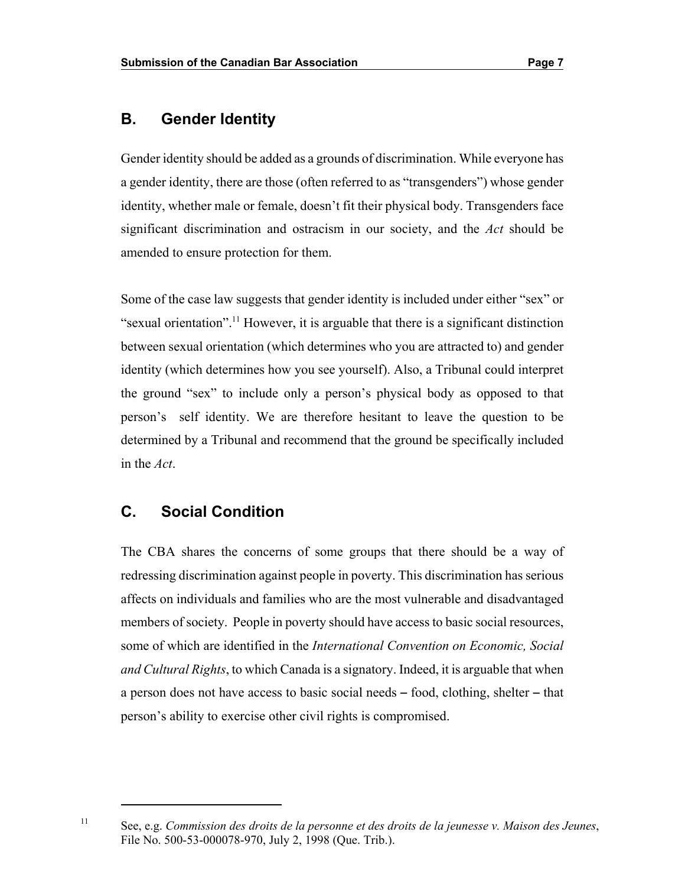## B. Gender Identity

Gender identity should be added as a grounds of discrimination. While everyone has a gender identity, there are those (often referred to as "transgenders") whose gender identity, whether male or female, doesn't fit their physical body. Transgenders face significant discrimination and ostracism in our society, and the *Act* should be amended to ensure protection for them.

Some of the case law suggests that gender identity is included under either "sex" or "sexual orientation".[11] However, it is arguable that there is a significant distinction between sexual orientation (which determines who you are attracted to) and gender identity (which determines how you see yourself). Also, a Tribunal could interpret the ground "sex" to include only a person's physical body as opposed to that person's self identity. We are therefore hesitant to leave the question to be determined by a Tribunal and recommend that the ground be specifically included in the *Act*.

## C. Social Condition

The CBA shares the concerns of some groups that there should be a way of redressing discrimination against people in poverty. This discrimination has serious affects on individuals and families who are the most vulnerable and disadvantaged members of society. People in poverty should have access to basic social resources, some of which are identified in the *International Convention on Economic, Social and Cultural Rights*, to which Canada is a signatory. Indeed, it is arguable that when a person does not have access to basic social needs – food, clothing, shelter – that person's ability to exercise other civil rights is compromised.

---

[11] See, e.g. *Commission des droits de la personne et des droits de la jeunesse v. Maison des Jeunes*, File No. 500-53-000078-970, July 2, 1998 (Que. Trib.).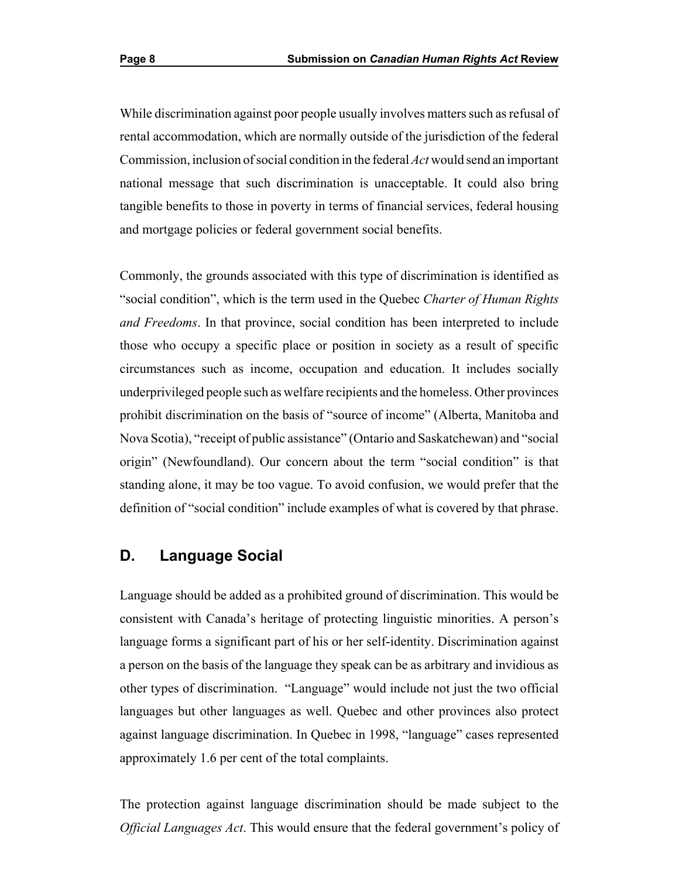While discrimination against poor people usually involves matters such as refusal of rental accommodation, which are normally outside of the jurisdiction of the federal Commission, inclusion of social condition in the federal *Act* would send an important national message that such discrimination is unacceptable. It could also bring tangible benefits to those in poverty in terms of financial services, federal housing and mortgage policies or federal government social benefits.

Commonly, the grounds associated with this type of discrimination is identified as "social condition", which is the term used in the Quebec *Charter of Human Rights and Freedoms*. In that province, social condition has been interpreted to include those who occupy a specific place or position in society as a result of specific circumstances such as income, occupation and education. It includes socially underprivileged people such as welfare recipients and the homeless. Other provinces prohibit discrimination on the basis of "source of income" (Alberta, Manitoba and Nova Scotia), "receipt of public assistance" (Ontario and Saskatchewan) and "social origin" (Newfoundland). Our concern about the term "social condition" is that standing alone, it may be too vague. To avoid confusion, we would prefer that the definition of "social condition" include examples of what is covered by that phrase.

## D. Language Social

Language should be added as a prohibited ground of discrimination. This would be consistent with Canada's heritage of protecting linguistic minorities. A person's language forms a significant part of his or her self-identity. Discrimination against a person on the basis of the language they speak can be as arbitrary and invidious as other types of discrimination. "Language" would include not just the two official languages but other languages as well. Quebec and other provinces also protect against language discrimination. In Quebec in 1998, "language" cases represented approximately 1.6 per cent of the total complaints.

The protection against language discrimination should be made subject to the *Official Languages Act*. This would ensure that the federal government's policy of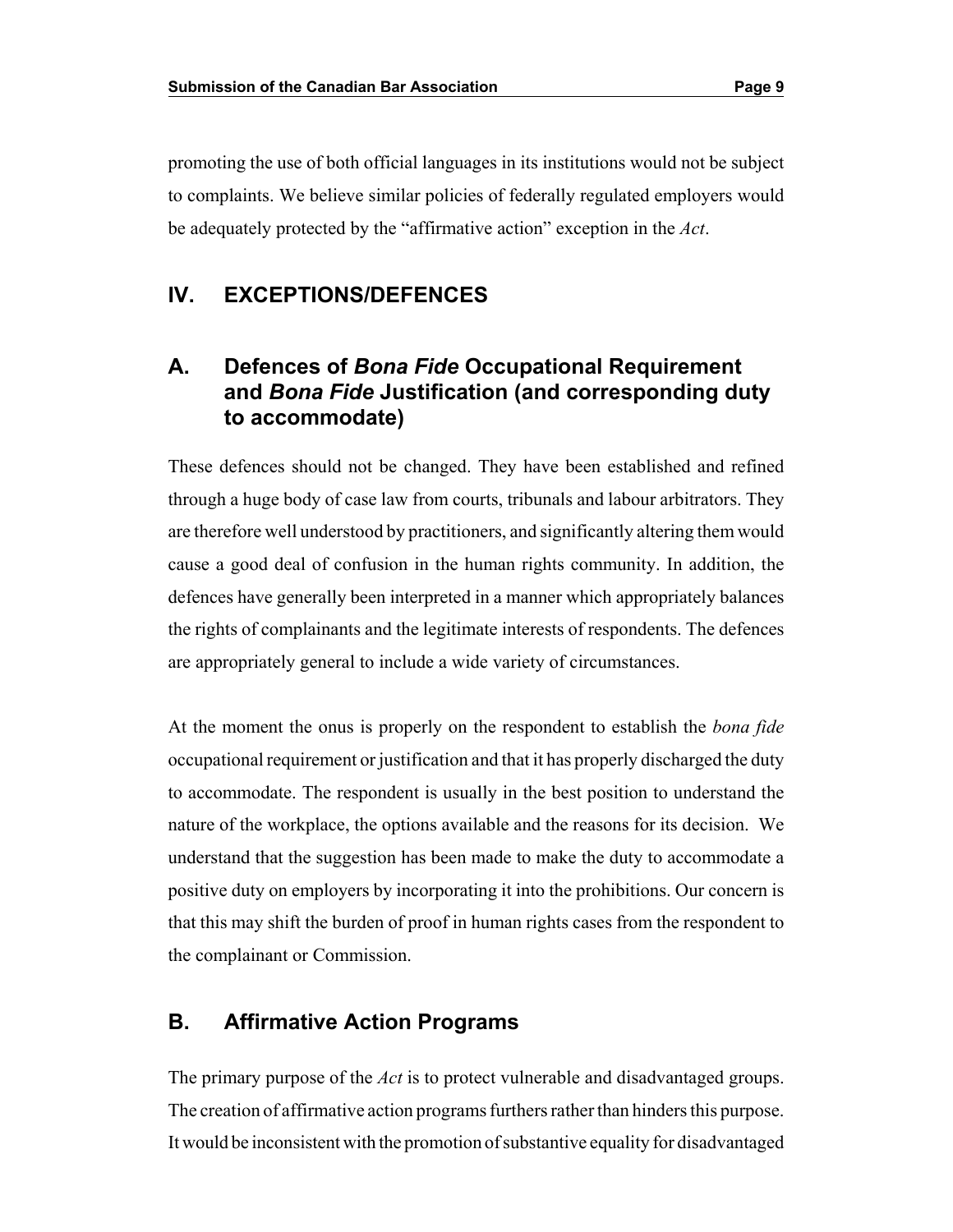promoting the use of both official languages in its institutions would not be subject to complaints. We believe similar policies of federally regulated employers would be adequately protected by the "affirmative action" exception in the *Act*.

## IV. EXCEPTIONS/DEFENCES

### A. Defences of *Bona Fide* Occupational Requirement and *Bona Fide* Justification (and corresponding duty to accommodate)

These defences should not be changed. They have been established and refined through a huge body of case law from courts, tribunals and labour arbitrators. They are therefore well understood by practitioners, and significantly altering them would cause a good deal of confusion in the human rights community. In addition, the defences have generally been interpreted in a manner which appropriately balances the rights of complainants and the legitimate interests of respondents. The defences are appropriately general to include a wide variety of circumstances.

At the moment the onus is properly on the respondent to establish the *bona fide* occupational requirement or justification and that it has properly discharged the duty to accommodate. The respondent is usually in the best position to understand the nature of the workplace, the options available and the reasons for its decision. We understand that the suggestion has been made to make the duty to accommodate a positive duty on employers by incorporating it into the prohibitions. Our concern is that this may shift the burden of proof in human rights cases from the respondent to the complainant or Commission.

### B. Affirmative Action Programs

The primary purpose of the *Act* is to protect vulnerable and disadvantaged groups. The creation of affirmative action programs furthers rather than hinders this purpose. It would be inconsistent with the promotion of substantive equality for disadvantaged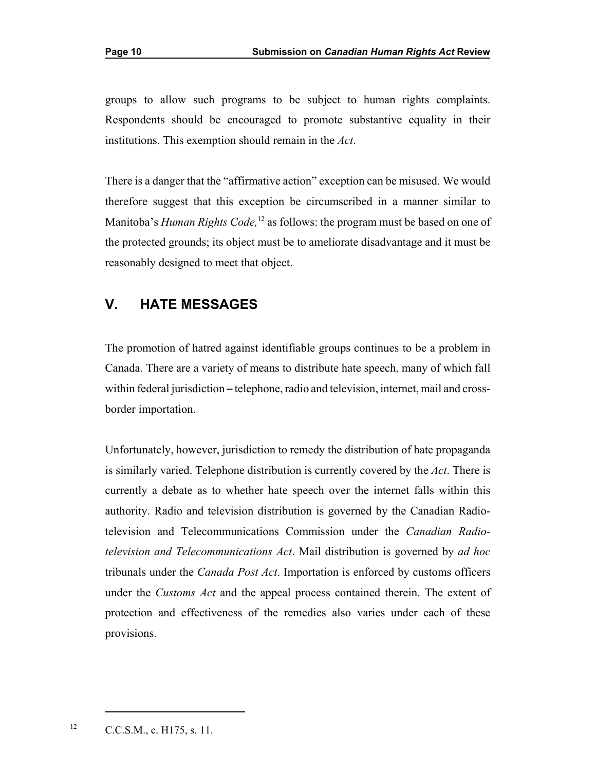groups to allow such programs to be subject to human rights complaints. Respondents should be encouraged to promote substantive equality in their institutions. This exemption should remain in the *Act*.

There is a danger that the "affirmative action" exception can be misused. We would therefore suggest that this exception be circumscribed in a manner similar to Manitoba's *Human Rights Code,*[12] as follows: the program must be based on one of the protected grounds; its object must be to ameliorate disadvantage and it must be reasonably designed to meet that object.

## V. HATE MESSAGES

The promotion of hatred against identifiable groups continues to be a problem in Canada. There are a variety of means to distribute hate speech, many of which fall within federal jurisdiction – telephone, radio and television, internet, mail and cross-border importation.

Unfortunately, however, jurisdiction to remedy the distribution of hate propaganda is similarly varied. Telephone distribution is currently covered by the *Act*. There is currently a debate as to whether hate speech over the internet falls within this authority. Radio and television distribution is governed by the Canadian Radio-television and Telecommunications Commission under the *Canadian Radio-television and Telecommunications Act*. Mail distribution is governed by *ad hoc* tribunals under the *Canada Post Act*. Importation is enforced by customs officers under the *Customs Act* and the appeal process contained therein. The extent of protection and effectiveness of the remedies also varies under each of these provisions.

---

[12] C.C.S.M., c. H175, s. 11.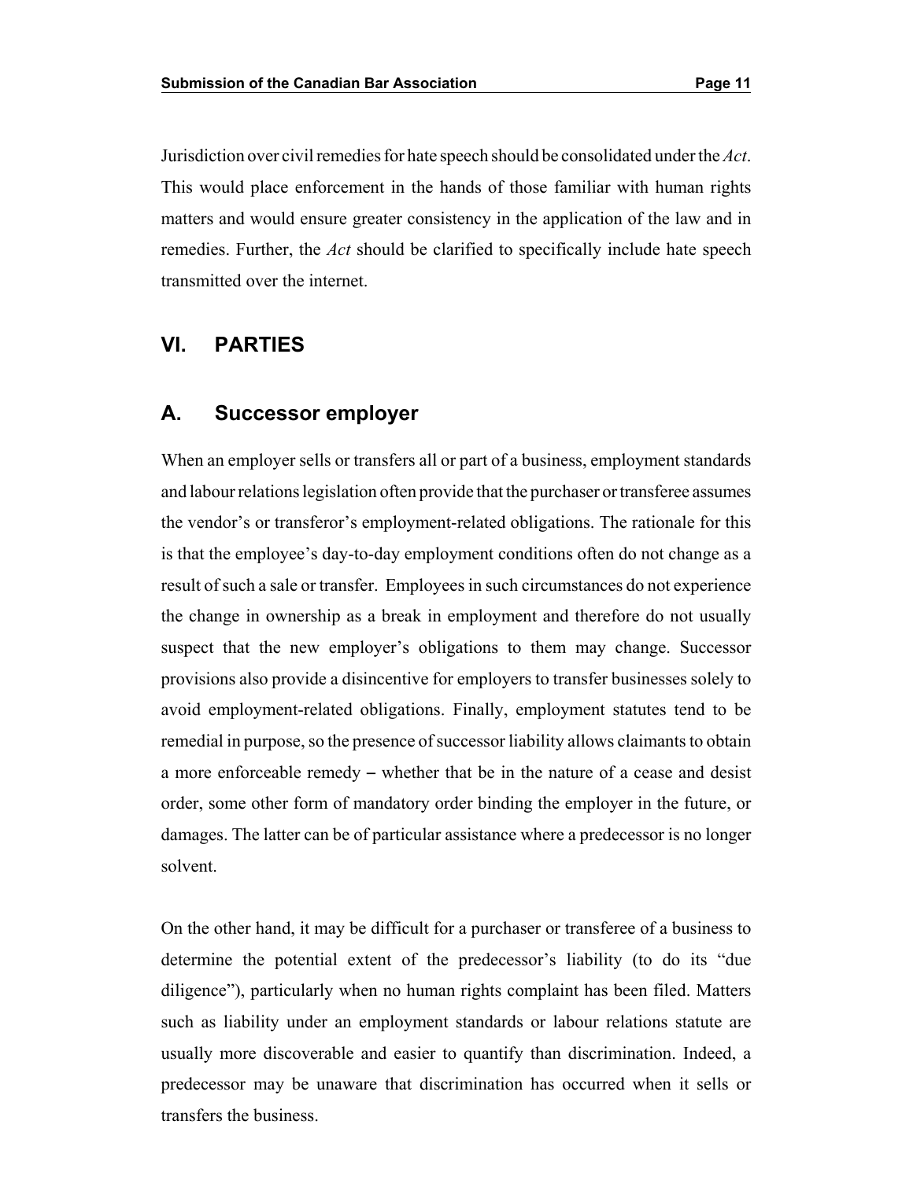Jurisdiction over civil remedies for hate speech should be consolidated under the *Act*. This would place enforcement in the hands of those familiar with human rights matters and would ensure greater consistency in the application of the law and in remedies. Further, the *Act* should be clarified to specifically include hate speech transmitted over the internet.

## VI. PARTIES

### A. Successor employer

When an employer sells or transfers all or part of a business, employment standards and labour relations legislation often provide that the purchaser or transferee assumes the vendor's or transferor's employment-related obligations. The rationale for this is that the employee's day-to-day employment conditions often do not change as a result of such a sale or transfer. Employees in such circumstances do not experience the change in ownership as a break in employment and therefore do not usually suspect that the new employer's obligations to them may change. Successor provisions also provide a disincentive for employers to transfer businesses solely to avoid employment-related obligations. Finally, employment statutes tend to be remedial in purpose, so the presence of successor liability allows claimants to obtain a more enforceable remedy – whether that be in the nature of a cease and desist order, some other form of mandatory order binding the employer in the future, or damages. The latter can be of particular assistance where a predecessor is no longer solvent.

On the other hand, it may be difficult for a purchaser or transferee of a business to determine the potential extent of the predecessor's liability (to do its "due diligence"), particularly when no human rights complaint has been filed. Matters such as liability under an employment standards or labour relations statute are usually more discoverable and easier to quantify than discrimination. Indeed, a predecessor may be unaware that discrimination has occurred when it sells or transfers the business.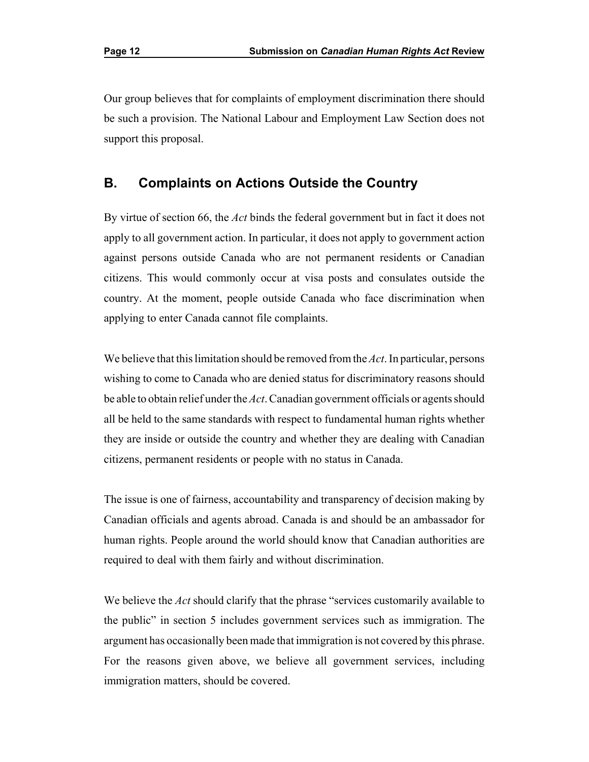Our group believes that for complaints of employment discrimination there should be such a provision. The National Labour and Employment Law Section does not support this proposal.

## B. Complaints on Actions Outside the Country

By virtue of section 66, the *Act* binds the federal government but in fact it does not apply to all government action. In particular, it does not apply to government action against persons outside Canada who are not permanent residents or Canadian citizens. This would commonly occur at visa posts and consulates outside the country. At the moment, people outside Canada who face discrimination when applying to enter Canada cannot file complaints.

We believe that this limitation should be removed from the *Act*. In particular, persons wishing to come to Canada who are denied status for discriminatory reasons should be able to obtain relief under the *Act*. Canadian government officials or agents should all be held to the same standards with respect to fundamental human rights whether they are inside or outside the country and whether they are dealing with Canadian citizens, permanent residents or people with no status in Canada.

The issue is one of fairness, accountability and transparency of decision making by Canadian officials and agents abroad. Canada is and should be an ambassador for human rights. People around the world should know that Canadian authorities are required to deal with them fairly and without discrimination.

We believe the *Act* should clarify that the phrase "services customarily available to the public" in section 5 includes government services such as immigration. The argument has occasionally been made that immigration is not covered by this phrase. For the reasons given above, we believe all government services, including immigration matters, should be covered.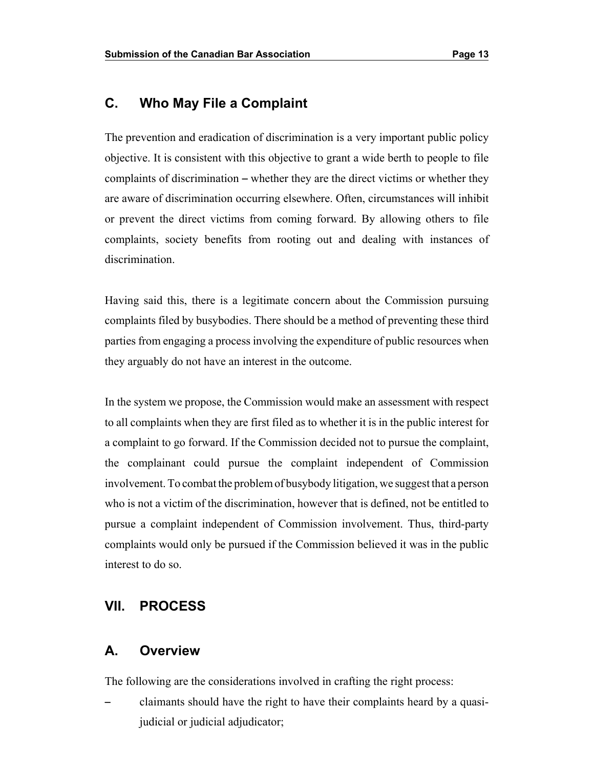## C. Who May File a Complaint

The prevention and eradication of discrimination is a very important public policy objective. It is consistent with this objective to grant a wide berth to people to file complaints of discrimination – whether they are the direct victims or whether they are aware of discrimination occurring elsewhere. Often, circumstances will inhibit or prevent the direct victims from coming forward. By allowing others to file complaints, society benefits from rooting out and dealing with instances of discrimination.

Having said this, there is a legitimate concern about the Commission pursuing complaints filed by busybodies. There should be a method of preventing these third parties from engaging a process involving the expenditure of public resources when they arguably do not have an interest in the outcome.

In the system we propose, the Commission would make an assessment with respect to all complaints when they are first filed as to whether it is in the public interest for a complaint to go forward. If the Commission decided not to pursue the complaint, the complainant could pursue the complaint independent of Commission involvement. To combat the problem of busybody litigation, we suggest that a person who is not a victim of the discrimination, however that is defined, not be entitled to pursue a complaint independent of Commission involvement. Thus, third-party complaints would only be pursued if the Commission believed it was in the public interest to do so.

# VII. PROCESS

## A. Overview

The following are the considerations involved in crafting the right process:

- claimants should have the right to have their complaints heard by a quasi-judicial or judicial adjudicator;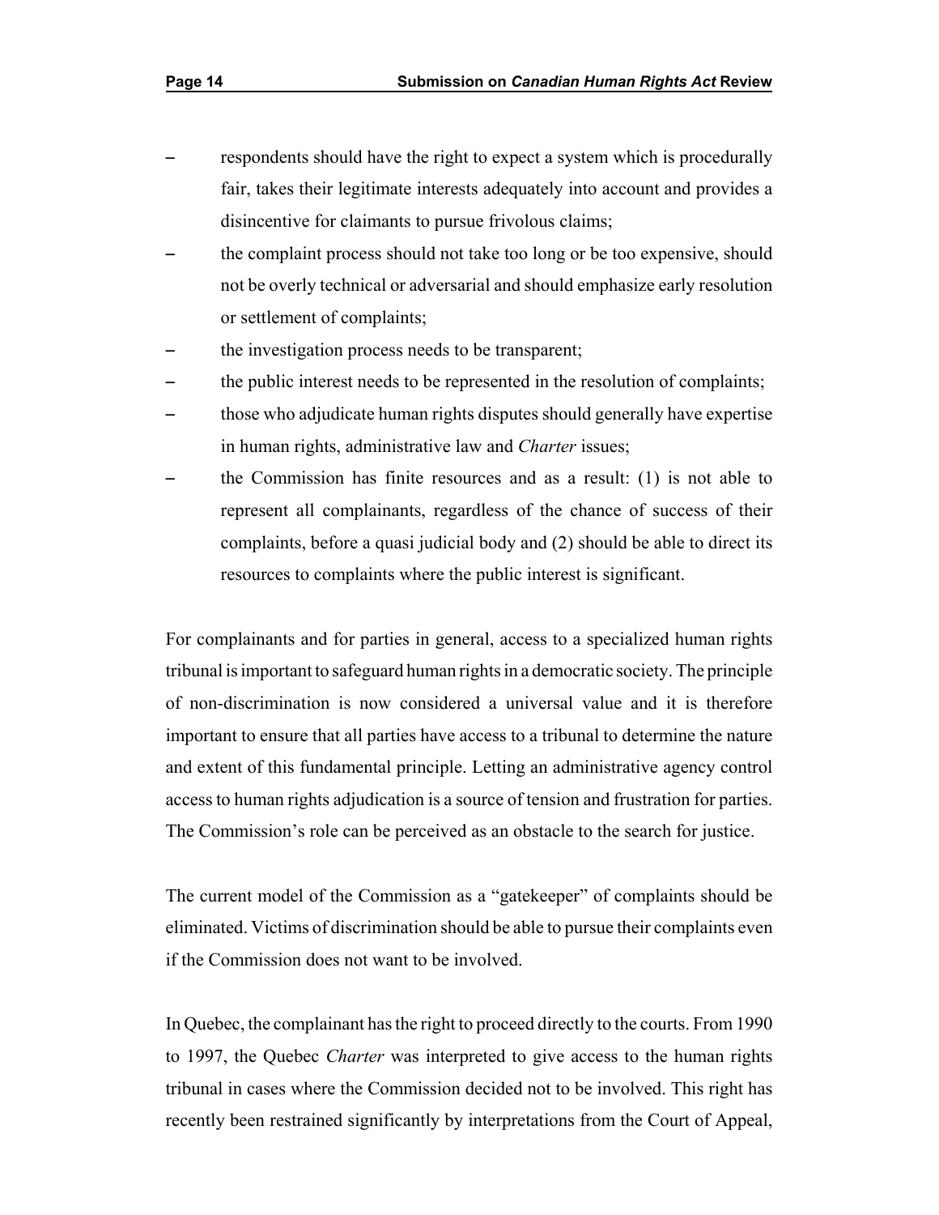- respondents should have the right to expect a system which is procedurally fair, takes their legitimate interests adequately into account and provides a disincentive for claimants to pursue frivolous claims;
- the complaint process should not take too long or be too expensive, should not be overly technical or adversarial and should emphasize early resolution or settlement of complaints;
- the investigation process needs to be transparent;
- the public interest needs to be represented in the resolution of complaints;
- those who adjudicate human rights disputes should generally have expertise in human rights, administrative law and *Charter* issues;
- the Commission has finite resources and as a result: (1) is not able to represent all complainants, regardless of the chance of success of their complaints, before a quasi judicial body and (2) should be able to direct its resources to complaints where the public interest is significant.

For complainants and for parties in general, access to a specialized human rights tribunal is important to safeguard human rights in a democratic society. The principle of non-discrimination is now considered a universal value and it is therefore important to ensure that all parties have access to a tribunal to determine the nature and extent of this fundamental principle. Letting an administrative agency control access to human rights adjudication is a source of tension and frustration for parties. The Commission's role can be perceived as an obstacle to the search for justice.

The current model of the Commission as a "gatekeeper" of complaints should be eliminated. Victims of discrimination should be able to pursue their complaints even if the Commission does not want to be involved.

In Quebec, the complainant has the right to proceed directly to the courts. From 1990 to 1997, the Quebec *Charter* was interpreted to give access to the human rights tribunal in cases where the Commission decided not to be involved. This right has recently been restrained significantly by interpretations from the Court of Appeal,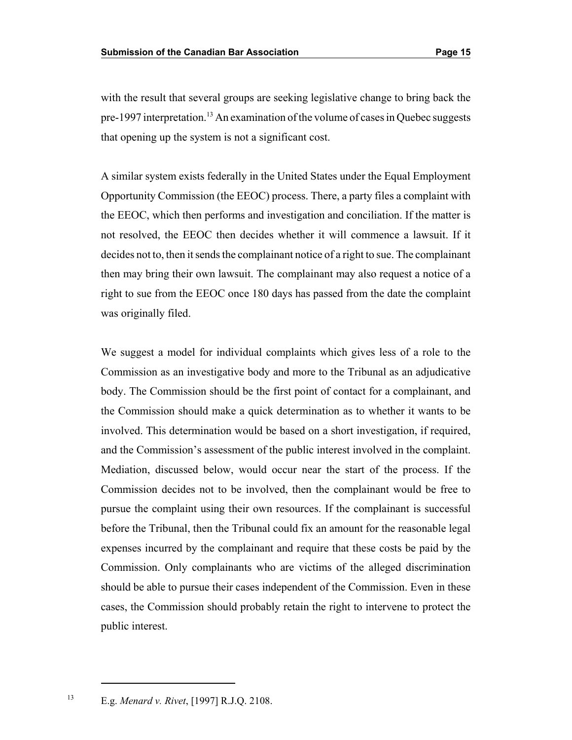with the result that several groups are seeking legislative change to bring back the pre-1997 interpretation.[13] An examination of the volume of cases in Quebec suggests that opening up the system is not a significant cost.

A similar system exists federally in the United States under the Equal Employment Opportunity Commission (the EEOC) process. There, a party files a complaint with the EEOC, which then performs and investigation and conciliation. If the matter is not resolved, the EEOC then decides whether it will commence a lawsuit. If it decides not to, then it sends the complainant notice of a right to sue. The complainant then may bring their own lawsuit. The complainant may also request a notice of a right to sue from the EEOC once 180 days has passed from the date the complaint was originally filed.

We suggest a model for individual complaints which gives less of a role to the Commission as an investigative body and more to the Tribunal as an adjudicative body. The Commission should be the first point of contact for a complainant, and the Commission should make a quick determination as to whether it wants to be involved. This determination would be based on a short investigation, if required, and the Commission's assessment of the public interest involved in the complaint. Mediation, discussed below, would occur near the start of the process. If the Commission decides not to be involved, then the complainant would be free to pursue the complaint using their own resources. If the complainant is successful before the Tribunal, then the Tribunal could fix an amount for the reasonable legal expenses incurred by the complainant and require that these costs be paid by the Commission. Only complainants who are victims of the alleged discrimination should be able to pursue their cases independent of the Commission. Even in these cases, the Commission should probably retain the right to intervene to protect the public interest.

---

[13] E.g. *Menard v. Rivet*, [1997] R.J.Q. 2108.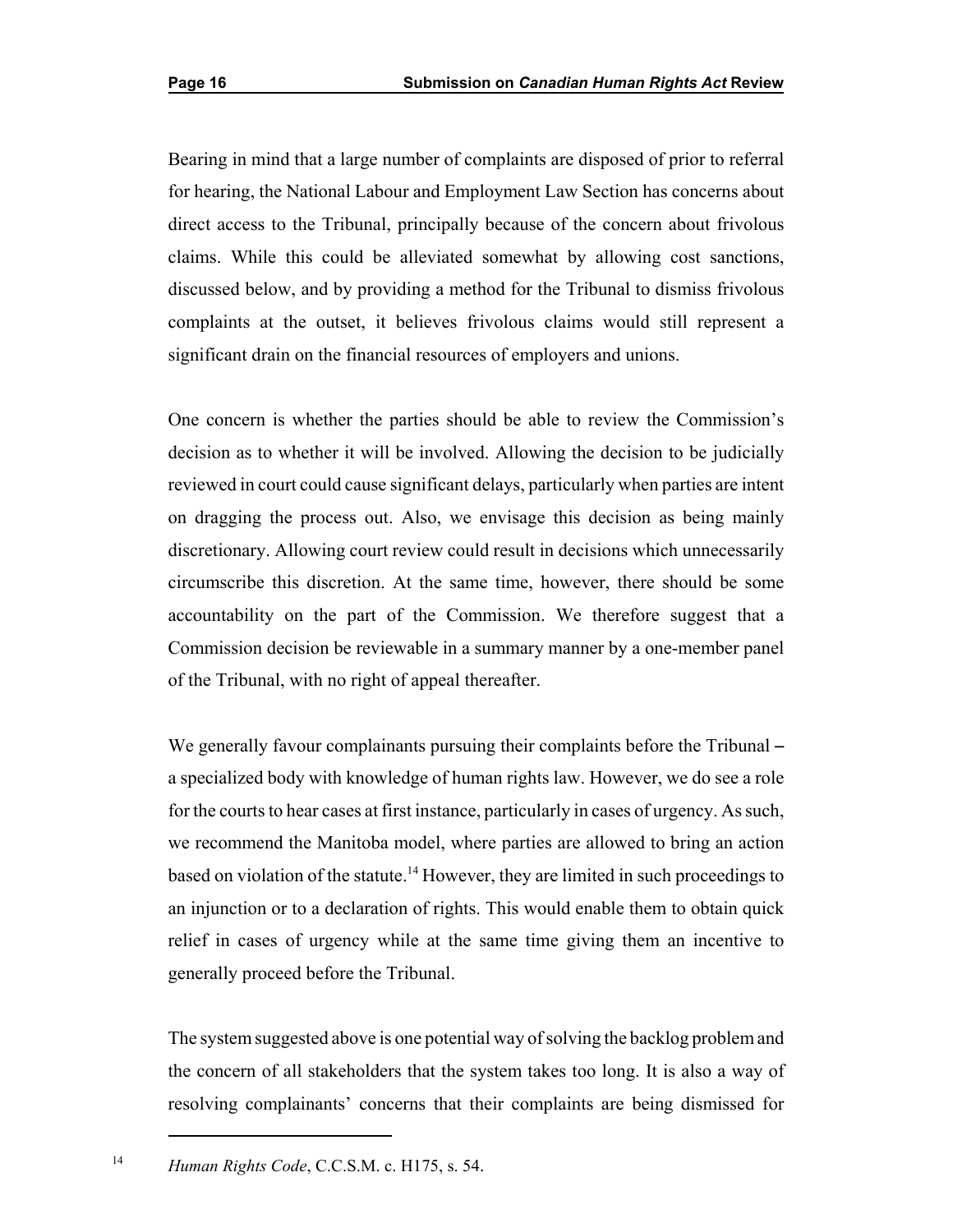Bearing in mind that a large number of complaints are disposed of prior to referral for hearing, the National Labour and Employment Law Section has concerns about direct access to the Tribunal, principally because of the concern about frivolous claims. While this could be alleviated somewhat by allowing cost sanctions, discussed below, and by providing a method for the Tribunal to dismiss frivolous complaints at the outset, it believes frivolous claims would still represent a significant drain on the financial resources of employers and unions.

One concern is whether the parties should be able to review the Commission's decision as to whether it will be involved. Allowing the decision to be judicially reviewed in court could cause significant delays, particularly when parties are intent on dragging the process out. Also, we envisage this decision as being mainly discretionary. Allowing court review could result in decisions which unnecessarily circumscribe this discretion. At the same time, however, there should be some accountability on the part of the Commission. We therefore suggest that a Commission decision be reviewable in a summary manner by a one-member panel of the Tribunal, with no right of appeal thereafter.

We generally favour complainants pursuing their complaints before the Tribunal – a specialized body with knowledge of human rights law. However, we do see a role for the courts to hear cases at first instance, particularly in cases of urgency. As such, we recommend the Manitoba model, where parties are allowed to bring an action based on violation of the statute.[14] However, they are limited in such proceedings to an injunction or to a declaration of rights. This would enable them to obtain quick relief in cases of urgency while at the same time giving them an incentive to generally proceed before the Tribunal.

The system suggested above is one potential way of solving the backlog problem and the concern of all stakeholders that the system takes too long. It is also a way of resolving complainants' concerns that their complaints are being dismissed for

---

[14] *Human Rights Code*, C.C.S.M. c. H175, s. 54.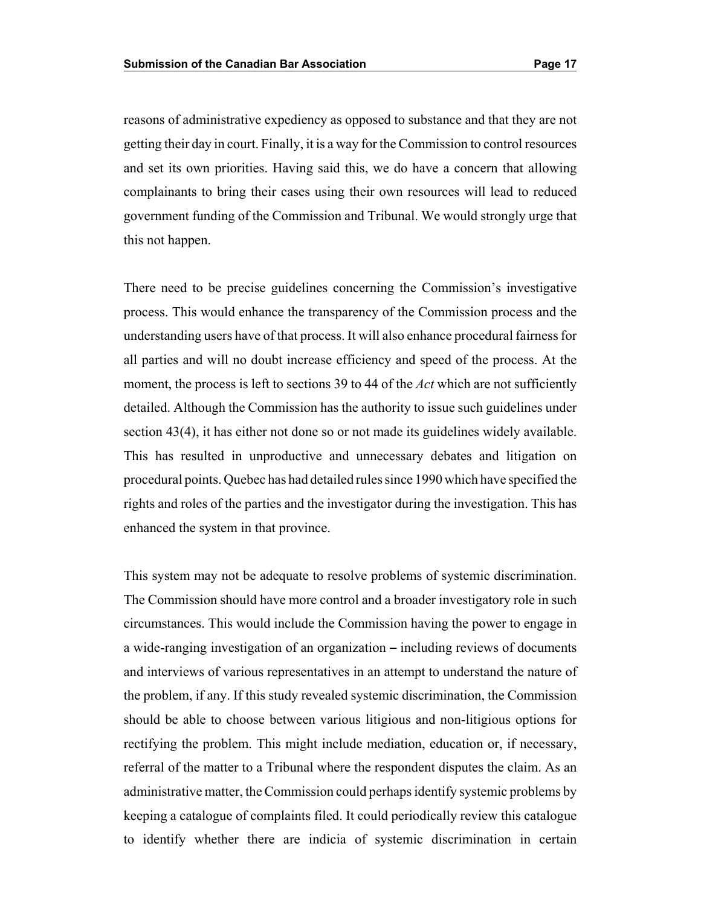reasons of administrative expediency as opposed to substance and that they are not getting their day in court. Finally, it is a way for the Commission to control resources and set its own priorities. Having said this, we do have a concern that allowing complainants to bring their cases using their own resources will lead to reduced government funding of the Commission and Tribunal. We would strongly urge that this not happen.

There need to be precise guidelines concerning the Commission's investigative process. This would enhance the transparency of the Commission process and the understanding users have of that process. It will also enhance procedural fairness for all parties and will no doubt increase efficiency and speed of the process. At the moment, the process is left to sections 39 to 44 of the *Act* which are not sufficiently detailed. Although the Commission has the authority to issue such guidelines under section 43(4), it has either not done so or not made its guidelines widely available. This has resulted in unproductive and unnecessary debates and litigation on procedural points. Quebec has had detailed rules since 1990 which have specified the rights and roles of the parties and the investigator during the investigation. This has enhanced the system in that province.

This system may not be adequate to resolve problems of systemic discrimination. The Commission should have more control and a broader investigatory role in such circumstances. This would include the Commission having the power to engage in a wide-ranging investigation of an organization – including reviews of documents and interviews of various representatives in an attempt to understand the nature of the problem, if any. If this study revealed systemic discrimination, the Commission should be able to choose between various litigious and non-litigious options for rectifying the problem. This might include mediation, education or, if necessary, referral of the matter to a Tribunal where the respondent disputes the claim. As an administrative matter, the Commission could perhaps identify systemic problems by keeping a catalogue of complaints filed. It could periodically review this catalogue to identify whether there are indicia of systemic discrimination in certain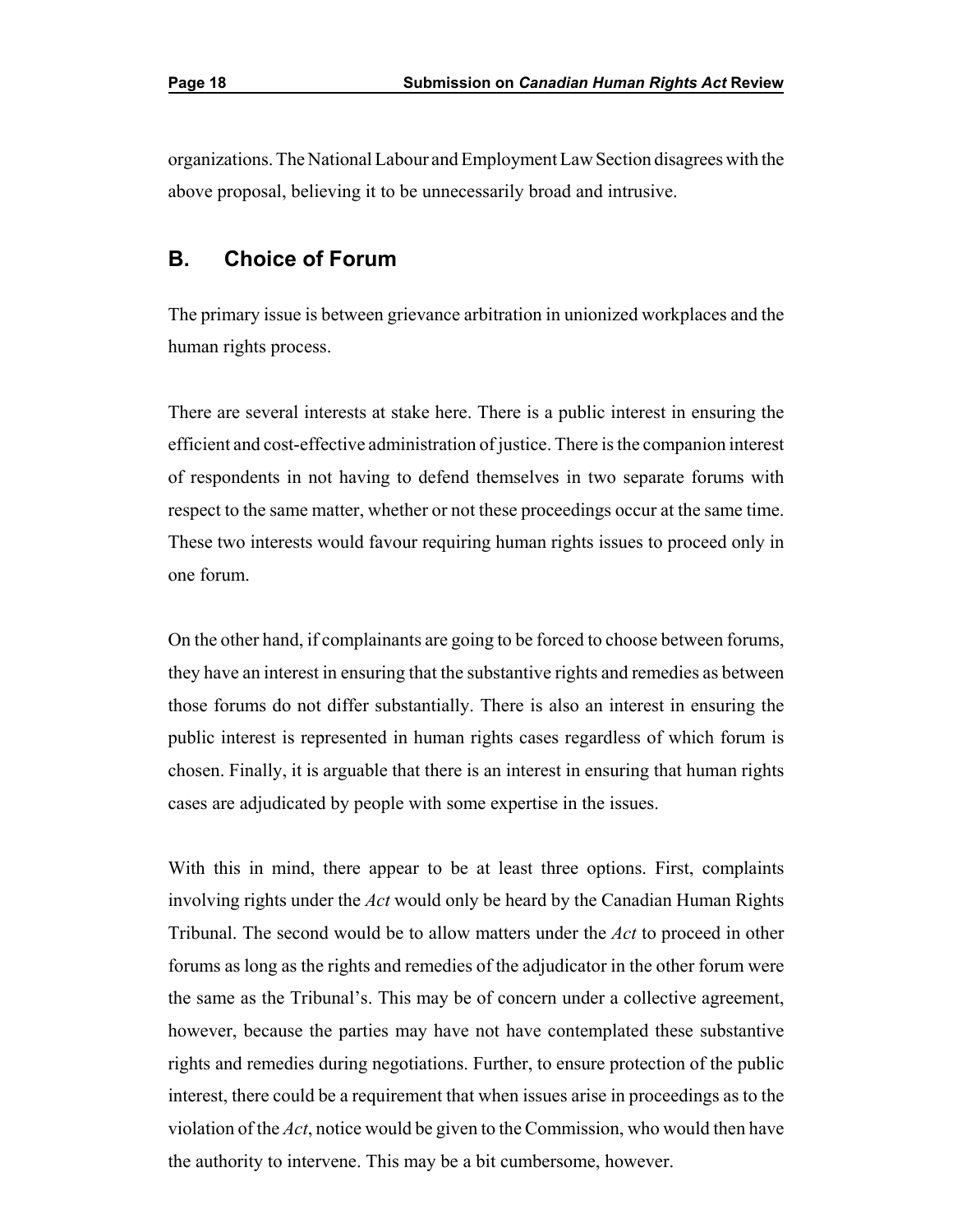organizations. The National Labour and Employment Law Section disagrees with the above proposal, believing it to be unnecessarily broad and intrusive.

## B. Choice of Forum

The primary issue is between grievance arbitration in unionized workplaces and the human rights process.

There are several interests at stake here. There is a public interest in ensuring the efficient and cost-effective administration of justice. There is the companion interest of respondents in not having to defend themselves in two separate forums with respect to the same matter, whether or not these proceedings occur at the same time. These two interests would favour requiring human rights issues to proceed only in one forum.

On the other hand, if complainants are going to be forced to choose between forums, they have an interest in ensuring that the substantive rights and remedies as between those forums do not differ substantially. There is also an interest in ensuring the public interest is represented in human rights cases regardless of which forum is chosen. Finally, it is arguable that there is an interest in ensuring that human rights cases are adjudicated by people with some expertise in the issues.

With this in mind, there appear to be at least three options. First, complaints involving rights under the *Act* would only be heard by the Canadian Human Rights Tribunal. The second would be to allow matters under the *Act* to proceed in other forums as long as the rights and remedies of the adjudicator in the other forum were the same as the Tribunal's. This may be of concern under a collective agreement, however, because the parties may have not have contemplated these substantive rights and remedies during negotiations. Further, to ensure protection of the public interest, there could be a requirement that when issues arise in proceedings as to the violation of the *Act*, notice would be given to the Commission, who would then have the authority to intervene. This may be a bit cumbersome, however.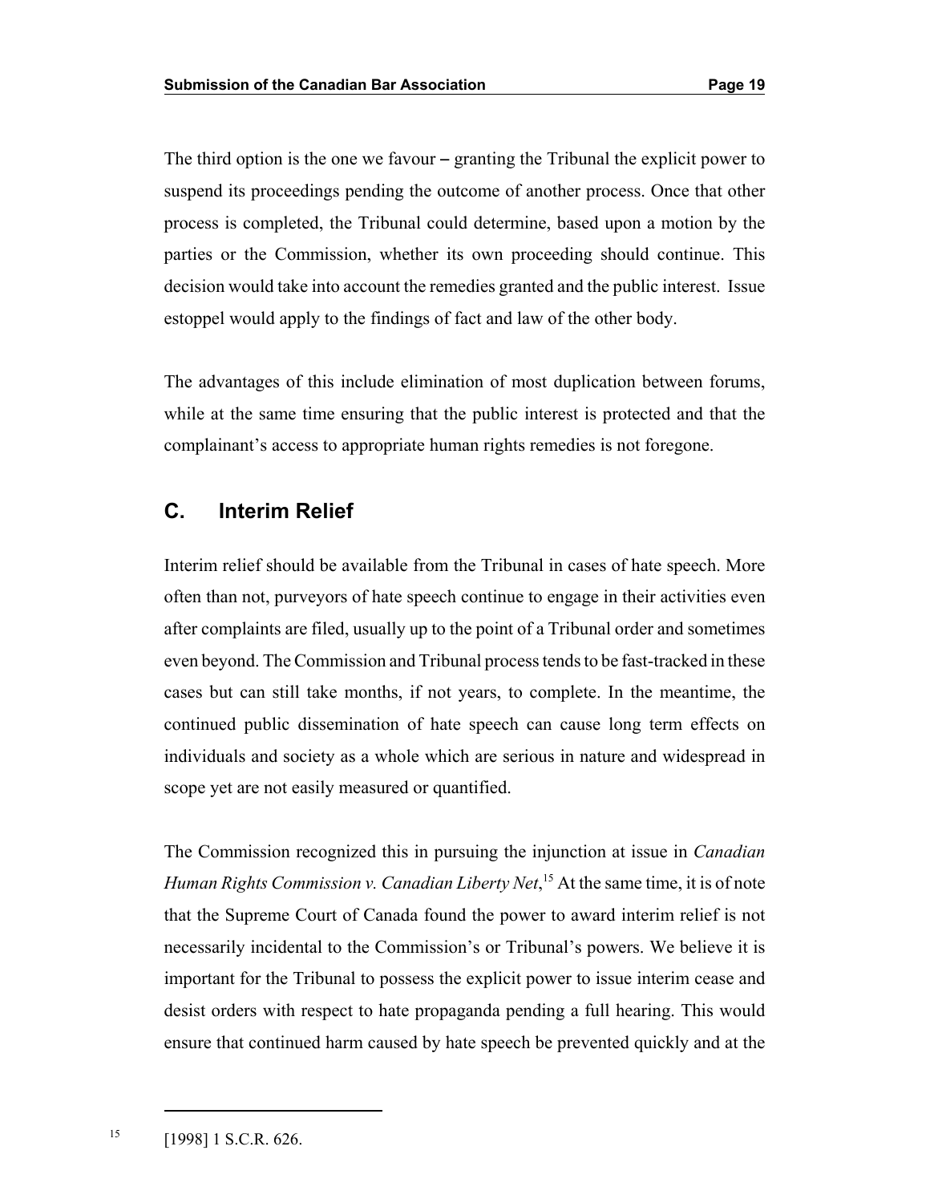The third option is the one we favour – granting the Tribunal the explicit power to suspend its proceedings pending the outcome of another process. Once that other process is completed, the Tribunal could determine, based upon a motion by the parties or the Commission, whether its own proceeding should continue. This decision would take into account the remedies granted and the public interest. Issue estoppel would apply to the findings of fact and law of the other body.

The advantages of this include elimination of most duplication between forums, while at the same time ensuring that the public interest is protected and that the complainant's access to appropriate human rights remedies is not foregone.

## C. Interim Relief

Interim relief should be available from the Tribunal in cases of hate speech. More often than not, purveyors of hate speech continue to engage in their activities even after complaints are filed, usually up to the point of a Tribunal order and sometimes even beyond. The Commission and Tribunal process tends to be fast-tracked in these cases but can still take months, if not years, to complete. In the meantime, the continued public dissemination of hate speech can cause long term effects on individuals and society as a whole which are serious in nature and widespread in scope yet are not easily measured or quantified.

The Commission recognized this in pursuing the injunction at issue in *Canadian Human Rights Commission v. Canadian Liberty Net*,[15] At the same time, it is of note that the Supreme Court of Canada found the power to award interim relief is not necessarily incidental to the Commission's or Tribunal's powers. We believe it is important for the Tribunal to possess the explicit power to issue interim cease and desist orders with respect to hate propaganda pending a full hearing. This would ensure that continued harm caused by hate speech be prevented quickly and at the

---

[15] [1998] 1 S.C.R. 626.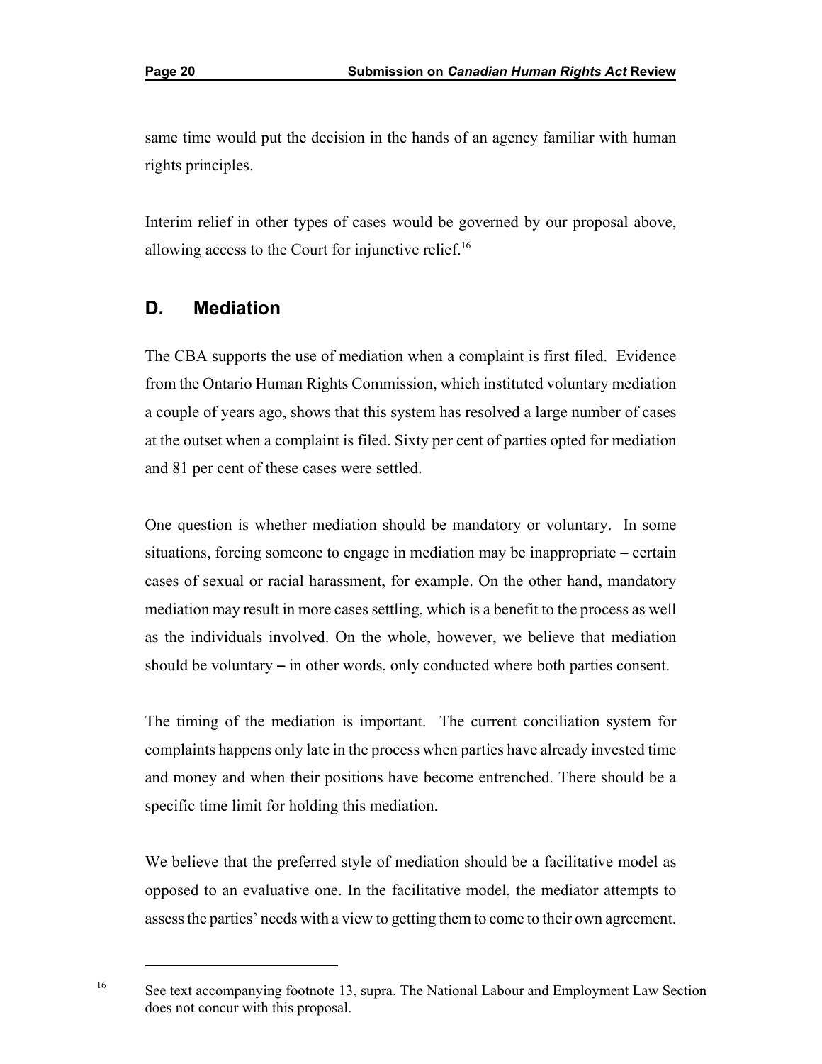same time would put the decision in the hands of an agency familiar with human rights principles.

Interim relief in other types of cases would be governed by our proposal above, allowing access to the Court for injunctive relief.[16]

## D. Mediation

The CBA supports the use of mediation when a complaint is first filed. Evidence from the Ontario Human Rights Commission, which instituted voluntary mediation a couple of years ago, shows that this system has resolved a large number of cases at the outset when a complaint is filed. Sixty per cent of parties opted for mediation and 81 per cent of these cases were settled.

One question is whether mediation should be mandatory or voluntary. In some situations, forcing someone to engage in mediation may be inappropriate – certain cases of sexual or racial harassment, for example. On the other hand, mandatory mediation may result in more cases settling, which is a benefit to the process as well as the individuals involved. On the whole, however, we believe that mediation should be voluntary – in other words, only conducted where both parties consent.

The timing of the mediation is important. The current conciliation system for complaints happens only late in the process when parties have already invested time and money and when their positions have become entrenched. There should be a specific time limit for holding this mediation.

We believe that the preferred style of mediation should be a facilitative model as opposed to an evaluative one. In the facilitative model, the mediator attempts to assess the parties' needs with a view to getting them to come to their own agreement.

---

[16] See text accompanying footnote 13, supra. The National Labour and Employment Law Section does not concur with this proposal.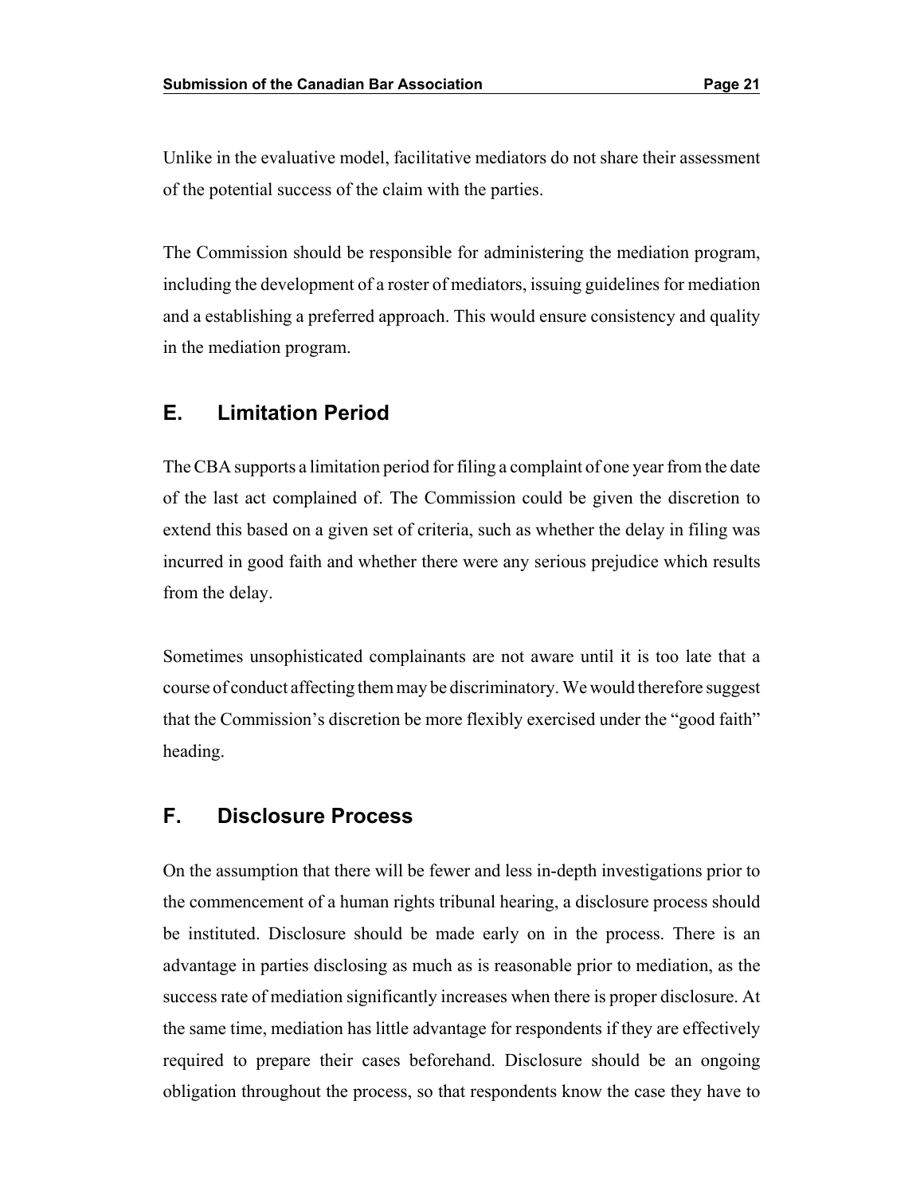Unlike in the evaluative model, facilitative mediators do not share their assessment of the potential success of the claim with the parties.

The Commission should be responsible for administering the mediation program, including the development of a roster of mediators, issuing guidelines for mediation and a establishing a preferred approach. This would ensure consistency and quality in the mediation program.

## E. Limitation Period

The CBA supports a limitation period for filing a complaint of one year from the date of the last act complained of. The Commission could be given the discretion to extend this based on a given set of criteria, such as whether the delay in filing was incurred in good faith and whether there were any serious prejudice which results from the delay.

Sometimes unsophisticated complainants are not aware until it is too late that a course of conduct affecting them may be discriminatory. We would therefore suggest that the Commission's discretion be more flexibly exercised under the "good faith" heading.

## F. Disclosure Process

On the assumption that there will be fewer and less in-depth investigations prior to the commencement of a human rights tribunal hearing, a disclosure process should be instituted. Disclosure should be made early on in the process. There is an advantage in parties disclosing as much as is reasonable prior to mediation, as the success rate of mediation significantly increases when there is proper disclosure. At the same time, mediation has little advantage for respondents if they are effectively required to prepare their cases beforehand. Disclosure should be an ongoing obligation throughout the process, so that respondents know the case they have to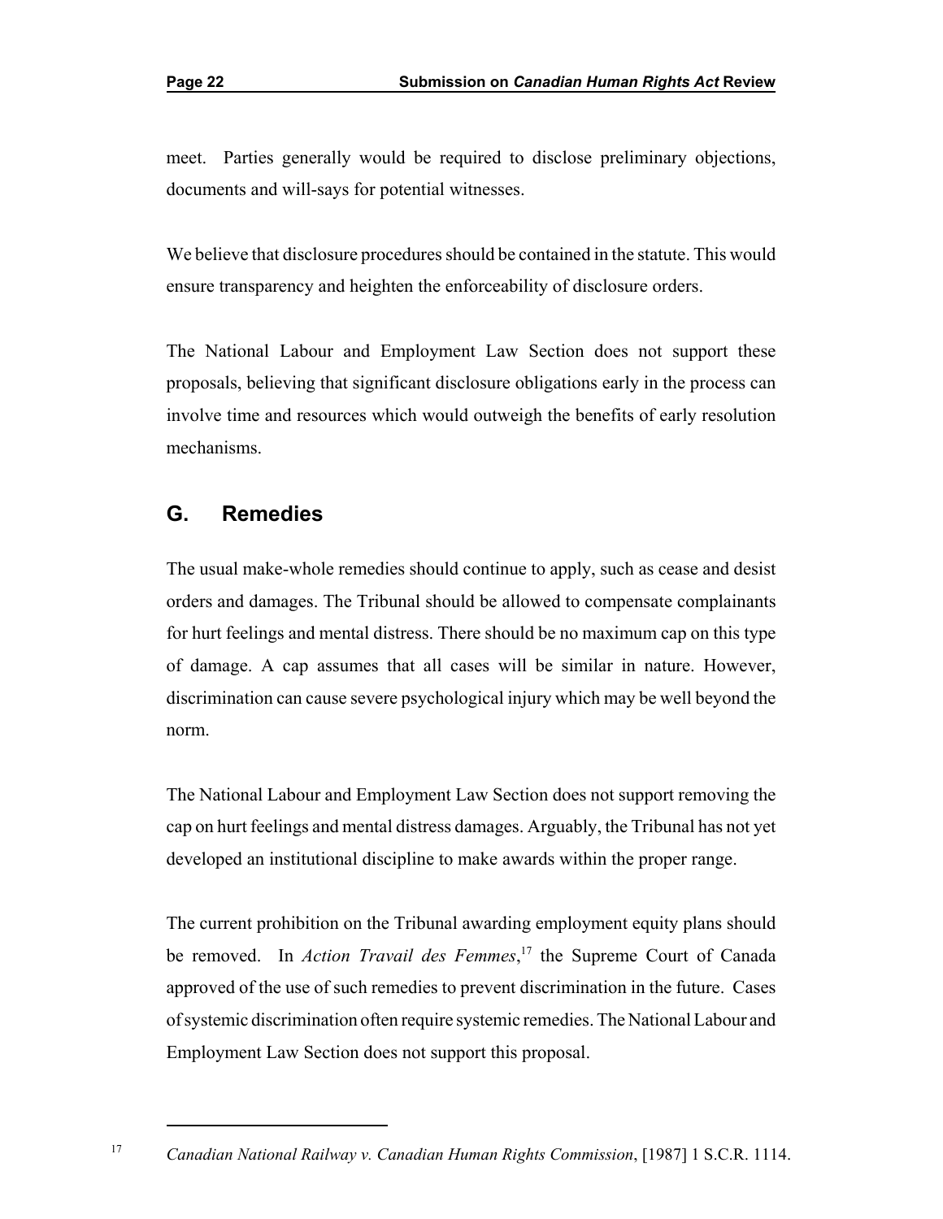meet. Parties generally would be required to disclose preliminary objections, documents and will-says for potential witnesses.

We believe that disclosure procedures should be contained in the statute. This would ensure transparency and heighten the enforceability of disclosure orders.

The National Labour and Employment Law Section does not support these proposals, believing that significant disclosure obligations early in the process can involve time and resources which would outweigh the benefits of early resolution mechanisms.

## G. Remedies

The usual make-whole remedies should continue to apply, such as cease and desist orders and damages. The Tribunal should be allowed to compensate complainants for hurt feelings and mental distress. There should be no maximum cap on this type of damage. A cap assumes that all cases will be similar in nature. However, discrimination can cause severe psychological injury which may be well beyond the norm.

The National Labour and Employment Law Section does not support removing the cap on hurt feelings and mental distress damages. Arguably, the Tribunal has not yet developed an institutional discipline to make awards within the proper range.

The current prohibition on the Tribunal awarding employment equity plans should be removed. In *Action Travail des Femmes*,[17] the Supreme Court of Canada approved of the use of such remedies to prevent discrimination in the future. Cases of systemic discrimination often require systemic remedies. The National Labour and Employment Law Section does not support this proposal.

---

[17] *Canadian National Railway v. Canadian Human Rights Commission*, [1987] 1 S.C.R. 1114.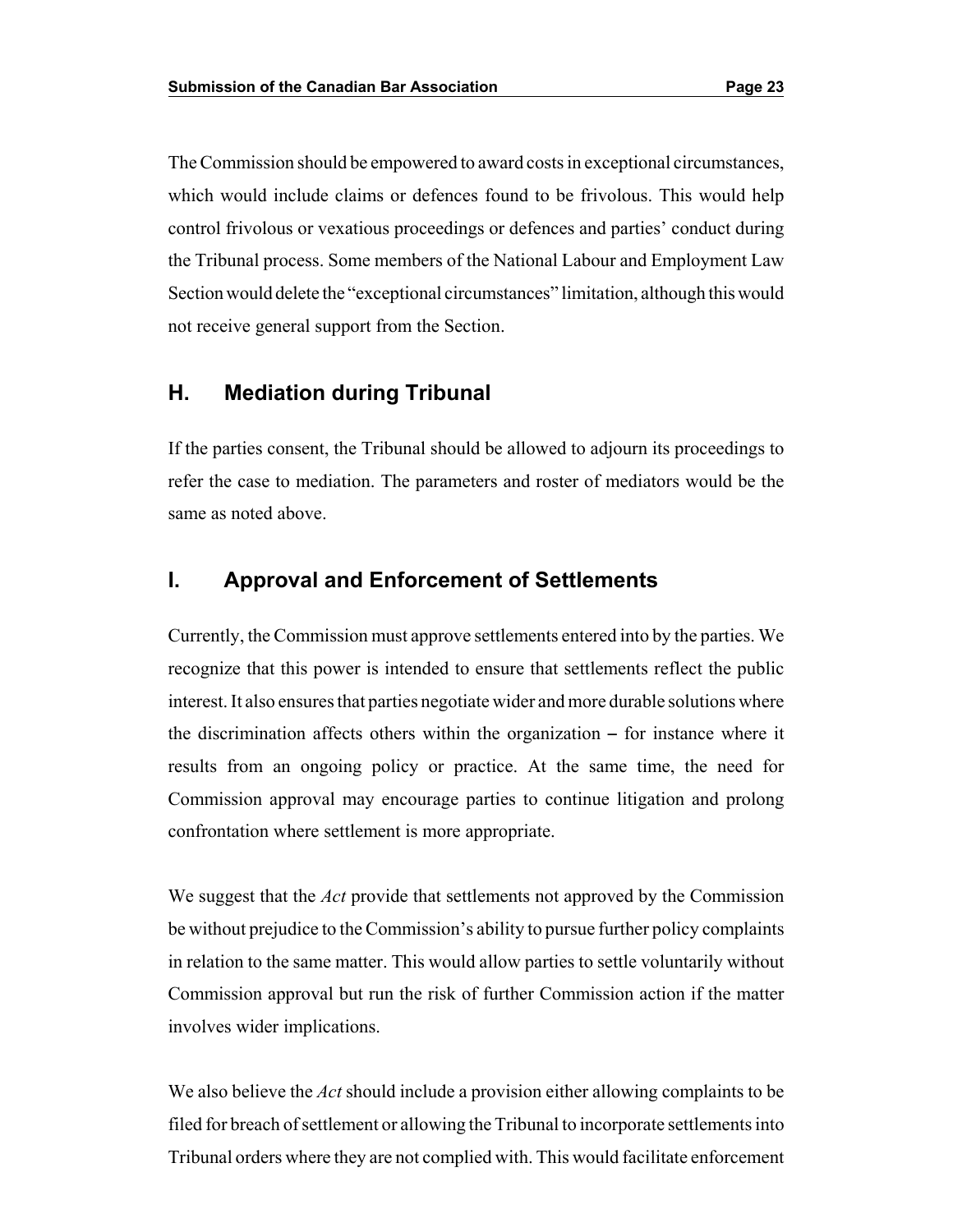The Commission should be empowered to award costs in exceptional circumstances, which would include claims or defences found to be frivolous. This would help control frivolous or vexatious proceedings or defences and parties' conduct during the Tribunal process. Some members of the National Labour and Employment Law Section would delete the "exceptional circumstances" limitation, although this would not receive general support from the Section.

## H. Mediation during Tribunal

If the parties consent, the Tribunal should be allowed to adjourn its proceedings to refer the case to mediation. The parameters and roster of mediators would be the same as noted above.

## I. Approval and Enforcement of Settlements

Currently, the Commission must approve settlements entered into by the parties. We recognize that this power is intended to ensure that settlements reflect the public interest. It also ensures that parties negotiate wider and more durable solutions where the discrimination affects others within the organization – for instance where it results from an ongoing policy or practice. At the same time, the need for Commission approval may encourage parties to continue litigation and prolong confrontation where settlement is more appropriate.

We suggest that the *Act* provide that settlements not approved by the Commission be without prejudice to the Commission's ability to pursue further policy complaints in relation to the same matter. This would allow parties to settle voluntarily without Commission approval but run the risk of further Commission action if the matter involves wider implications.

We also believe the *Act* should include a provision either allowing complaints to be filed for breach of settlement or allowing the Tribunal to incorporate settlements into Tribunal orders where they are not complied with. This would facilitate enforcement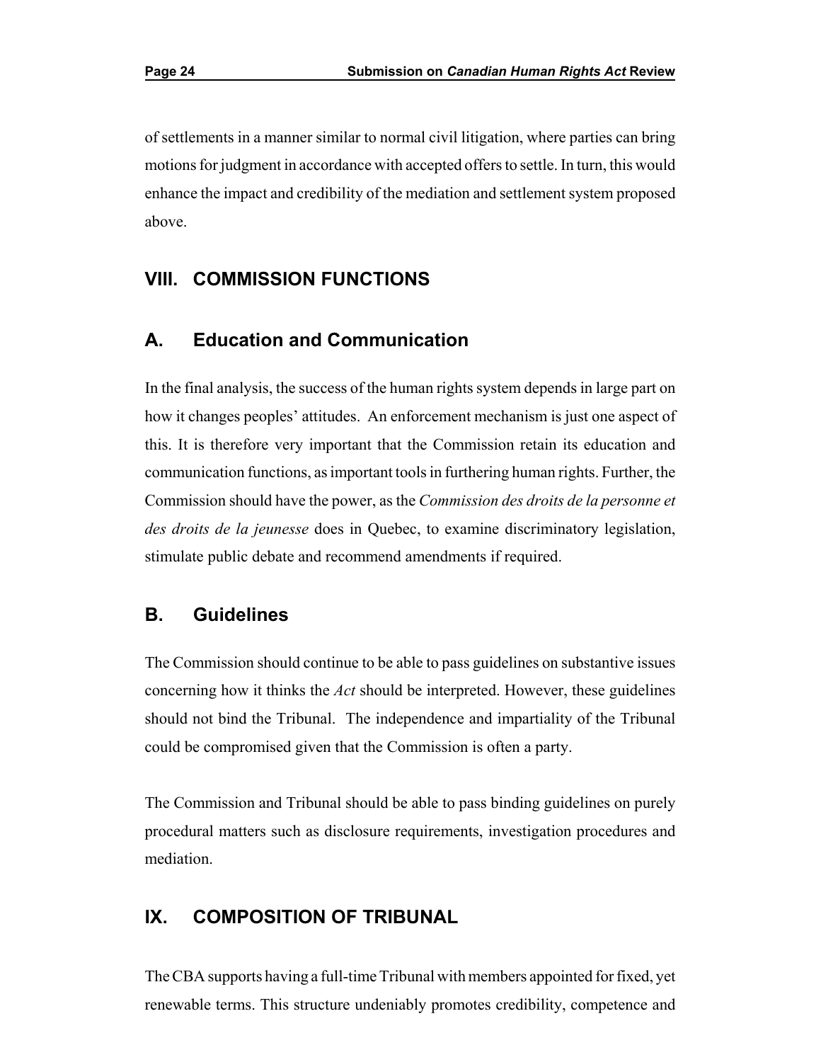of settlements in a manner similar to normal civil litigation, where parties can bring motions for judgment in accordance with accepted offers to settle. In turn, this would enhance the impact and credibility of the mediation and settlement system proposed above.

## VIII. COMMISSION FUNCTIONS

### A. Education and Communication

In the final analysis, the success of the human rights system depends in large part on how it changes peoples' attitudes. An enforcement mechanism is just one aspect of this. It is therefore very important that the Commission retain its education and communication functions, as important tools in furthering human rights. Further, the Commission should have the power, as the *Commission des droits de la personne et des droits de la jeunesse* does in Quebec, to examine discriminatory legislation, stimulate public debate and recommend amendments if required.

### B. Guidelines

The Commission should continue to be able to pass guidelines on substantive issues concerning how it thinks the *Act* should be interpreted. However, these guidelines should not bind the Tribunal. The independence and impartiality of the Tribunal could be compromised given that the Commission is often a party.

The Commission and Tribunal should be able to pass binding guidelines on purely procedural matters such as disclosure requirements, investigation procedures and mediation.

## IX. COMPOSITION OF TRIBUNAL

The CBA supports having a full-time Tribunal with members appointed for fixed, yet renewable terms. This structure undeniably promotes credibility, competence and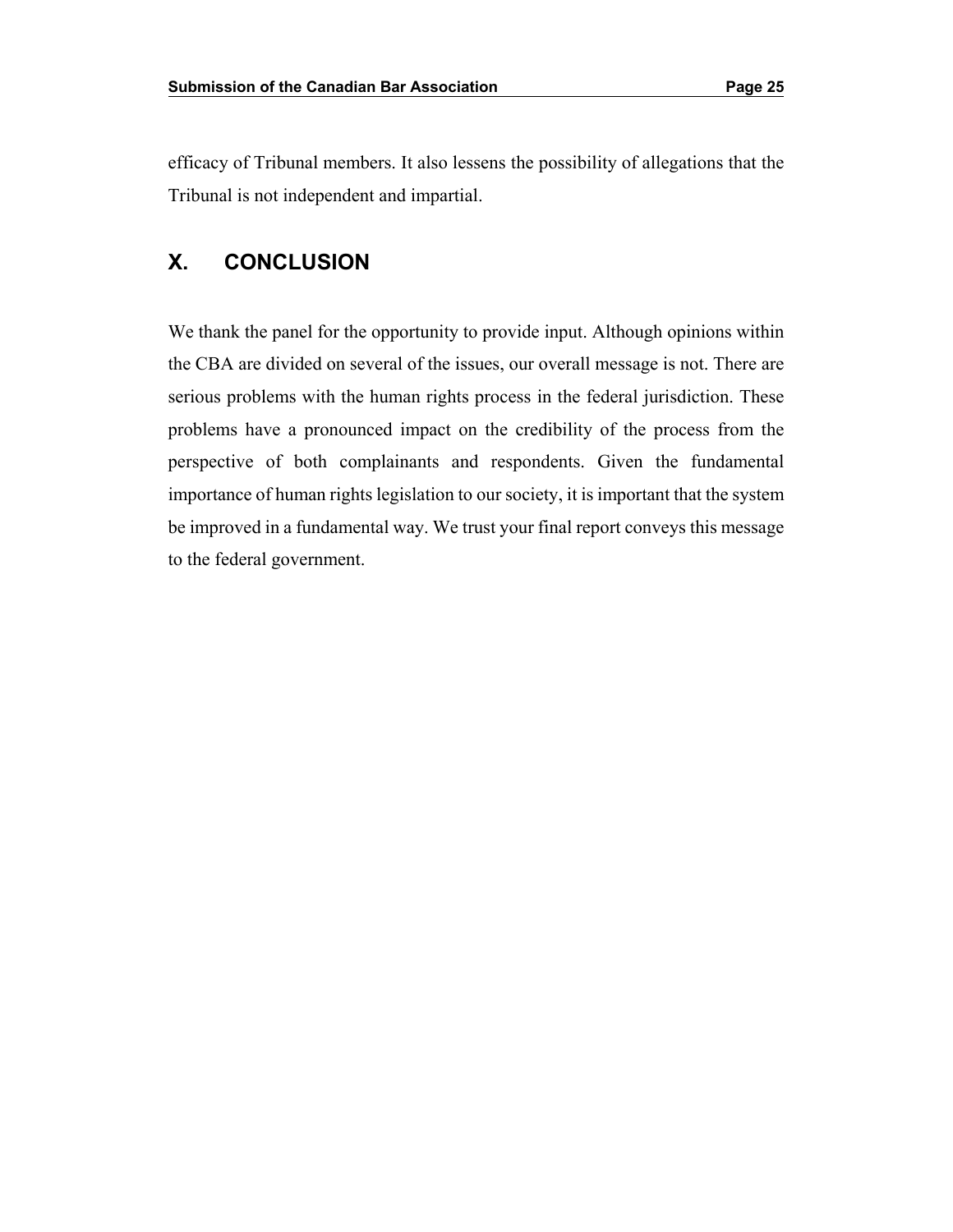efficacy of Tribunal members. It also lessens the possibility of allegations that the Tribunal is not independent and impartial.

## X. CONCLUSION

We thank the panel for the opportunity to provide input. Although opinions within the CBA are divided on several of the issues, our overall message is not. There are serious problems with the human rights process in the federal jurisdiction. These problems have a pronounced impact on the credibility of the process from the perspective of both complainants and respondents. Given the fundamental importance of human rights legislation to our society, it is important that the system be improved in a fundamental way. We trust your final report conveys this message to the federal government.